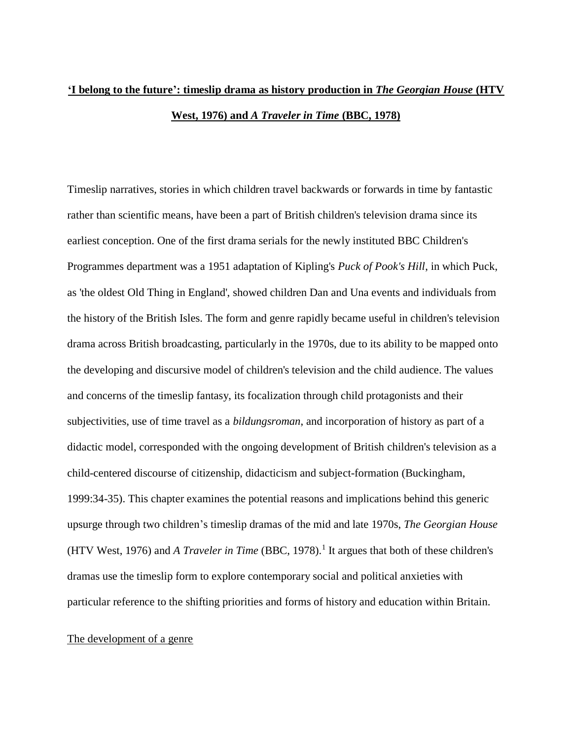# **'I belong to the future': timeslip drama as history production in *The Georgian House* (HTV West, 1976) and *A Traveler in Time* (BBC, 1978)**

Timeslip narratives, stories in which children travel backwards or forwards in time by fantastic rather than scientific means, have been a part of British children's television drama since its earliest conception. One of the first drama serials for the newly instituted BBC Children's Programmes department was a 1951 adaptation of Kipling's *Puck of Pook's Hill*, in which Puck, as 'the oldest Old Thing in England', showed children Dan and Una events and individuals from the history of the British Isles. The form and genre rapidly became useful in children's television drama across British broadcasting, particularly in the 1970s, due to its ability to be mapped onto the developing and discursive model of children's television and the child audience. The values and concerns of the timeslip fantasy, its focalization through child protagonists and their subjectivities, use of time travel as a *bildungsroman*, and incorporation of history as part of a didactic model, corresponded with the ongoing development of British children's television as a child-centered discourse of citizenship, didacticism and subject-formation (Buckingham, 1999:34-35). This chapter examines the potential reasons and implications behind this generic upsurge through two children's timeslip dramas of the mid and late 1970s, *The Georgian House* (HTV West, 1976) and *A Traveler in Time* (BBC, 1978).[1] It argues that both of these children's dramas use the timeslip form to explore contemporary social and political anxieties with particular reference to the shifting priorities and forms of history and education within Britain.

## The development of a genre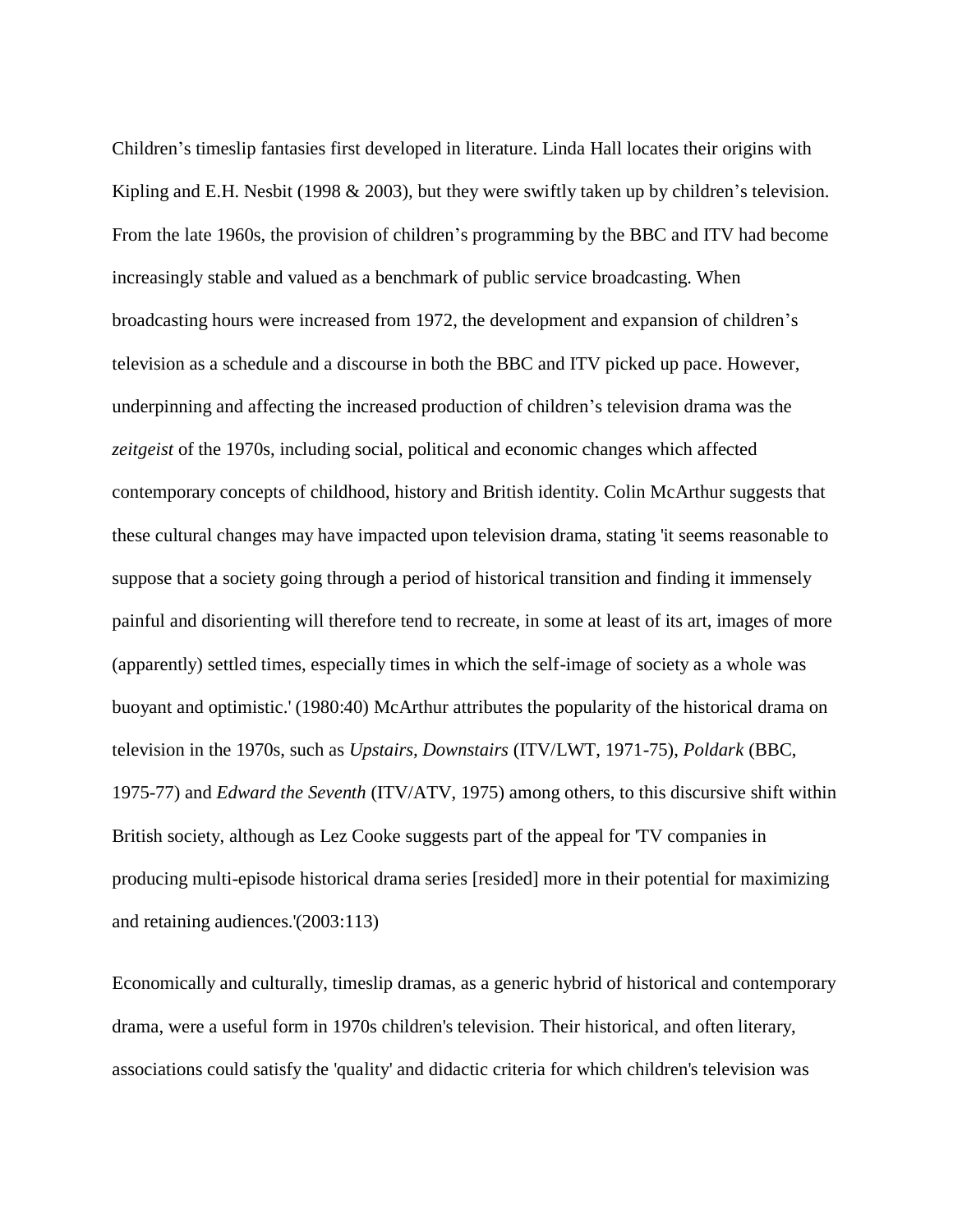Children's timeslip fantasies first developed in literature. Linda Hall locates their origins with Kipling and E.H. Nesbit (1998 & 2003), but they were swiftly taken up by children's television. From the late 1960s, the provision of children's programming by the BBC and ITV had become increasingly stable and valued as a benchmark of public service broadcasting. When broadcasting hours were increased from 1972, the development and expansion of children's television as a schedule and a discourse in both the BBC and ITV picked up pace. However, underpinning and affecting the increased production of children's television drama was the *zeitgeist* of the 1970s, including social, political and economic changes which affected contemporary concepts of childhood, history and British identity. Colin McArthur suggests that these cultural changes may have impacted upon television drama, stating 'it seems reasonable to suppose that a society going through a period of historical transition and finding it immensely painful and disorienting will therefore tend to recreate, in some at least of its art, images of more (apparently) settled times, especially times in which the self-image of society as a whole was buoyant and optimistic.' (1980:40) McArthur attributes the popularity of the historical drama on television in the 1970s, such as *Upstairs, Downstairs* (ITV/LWT, 1971-75), *Poldark* (BBC, 1975-77) and *Edward the Seventh* (ITV/ATV, 1975) among others, to this discursive shift within British society, although as Lez Cooke suggests part of the appeal for 'TV companies in producing multi-episode historical drama series [resided] more in their potential for maximizing and retaining audiences.'(2003:113)

Economically and culturally, timeslip dramas, as a generic hybrid of historical and contemporary drama, were a useful form in 1970s children's television. Their historical, and often literary, associations could satisfy the 'quality' and didactic criteria for which children's television was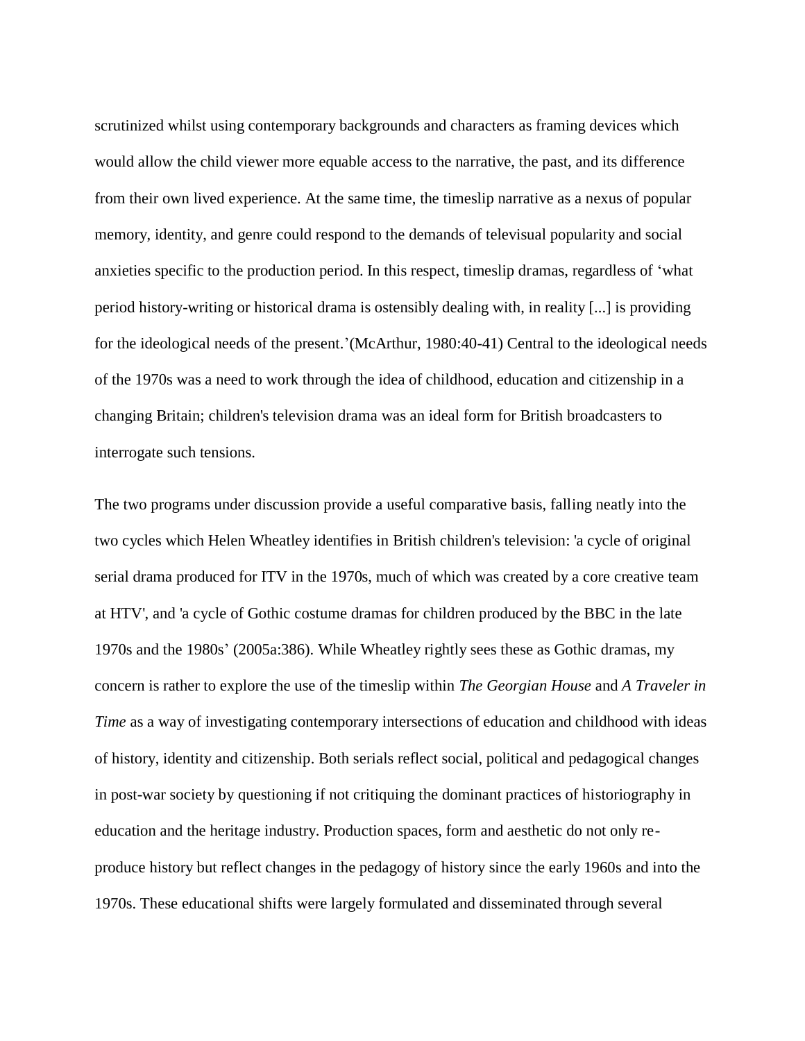scrutinized whilst using contemporary backgrounds and characters as framing devices which would allow the child viewer more equable access to the narrative, the past, and its difference from their own lived experience. At the same time, the timeslip narrative as a nexus of popular memory, identity, and genre could respond to the demands of televisual popularity and social anxieties specific to the production period. In this respect, timeslip dramas, regardless of 'what period history-writing or historical drama is ostensibly dealing with, in reality [...] is providing for the ideological needs of the present.'(McArthur, 1980:40-41) Central to the ideological needs of the 1970s was a need to work through the idea of childhood, education and citizenship in a changing Britain; children's television drama was an ideal form for British broadcasters to interrogate such tensions.

The two programs under discussion provide a useful comparative basis, falling neatly into the two cycles which Helen Wheatley identifies in British children's television: 'a cycle of original serial drama produced for ITV in the 1970s, much of which was created by a core creative team at HTV', and 'a cycle of Gothic costume dramas for children produced by the BBC in the late 1970s and the 1980s' (2005a:386). While Wheatley rightly sees these as Gothic dramas, my concern is rather to explore the use of the timeslip within *The Georgian House* and *A Traveler in Time* as a way of investigating contemporary intersections of education and childhood with ideas of history, identity and citizenship. Both serials reflect social, political and pedagogical changes in post-war society by questioning if not critiquing the dominant practices of historiography in education and the heritage industry. Production spaces, form and aesthetic do not only re-produce history but reflect changes in the pedagogy of history since the early 1960s and into the 1970s. These educational shifts were largely formulated and disseminated through several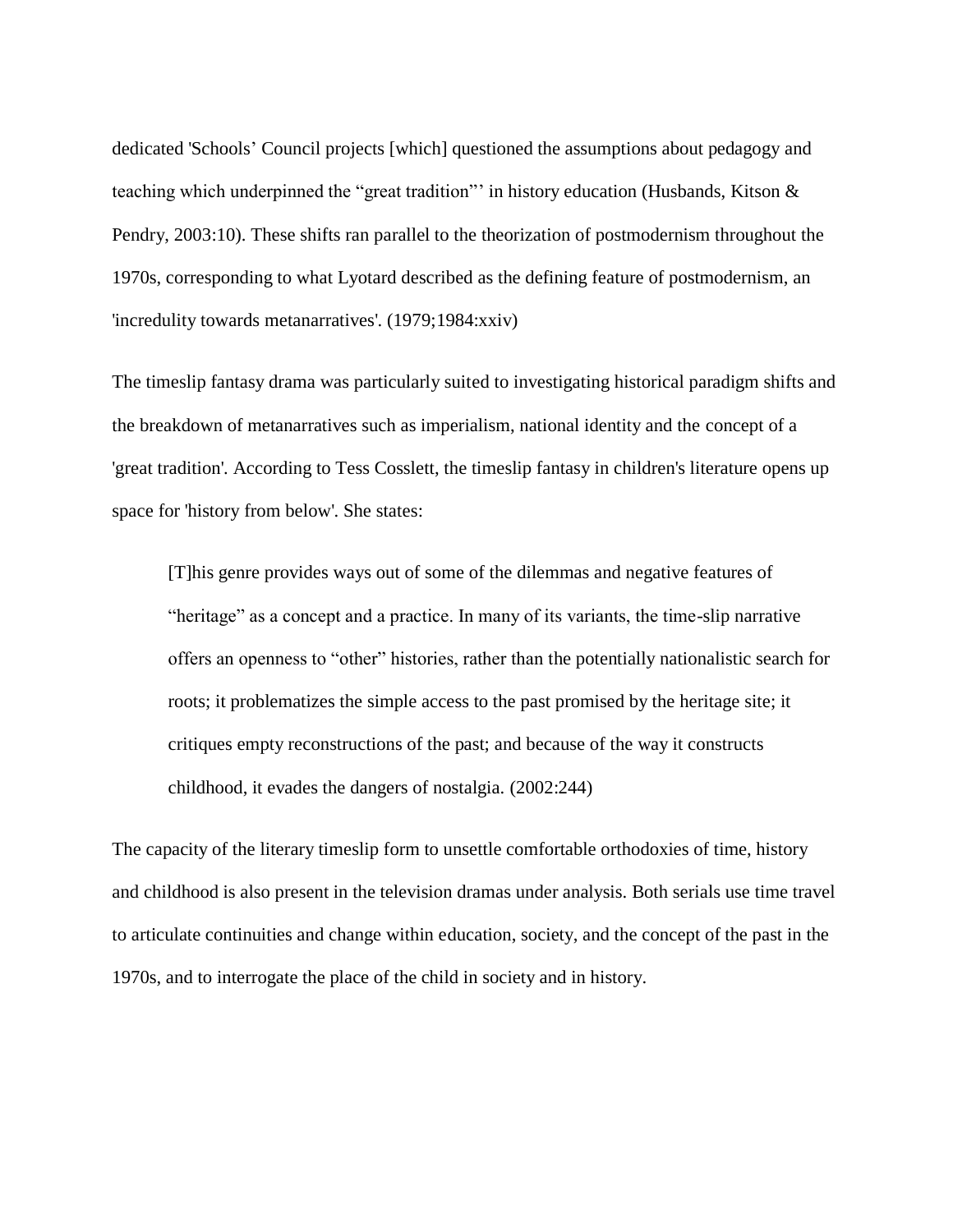dedicated 'Schools' Council projects [which] questioned the assumptions about pedagogy and teaching which underpinned the "great tradition"' in history education (Husbands, Kitson & Pendry, 2003:10). These shifts ran parallel to the theorization of postmodernism throughout the 1970s, corresponding to what Lyotard described as the defining feature of postmodernism, an 'incredulity towards metanarratives'. (1979;1984:xxiv)

The timeslip fantasy drama was particularly suited to investigating historical paradigm shifts and the breakdown of metanarratives such as imperialism, national identity and the concept of a 'great tradition'. According to Tess Cosslett, the timeslip fantasy in children's literature opens up space for 'history from below'. She states:

> [T]his genre provides ways out of some of the dilemmas and negative features of "heritage" as a concept and a practice. In many of its variants, the time-slip narrative offers an openness to "other" histories, rather than the potentially nationalistic search for roots; it problematizes the simple access to the past promised by the heritage site; it critiques empty reconstructions of the past; and because of the way it constructs childhood, it evades the dangers of nostalgia. (2002:244)

The capacity of the literary timeslip form to unsettle comfortable orthodoxies of time, history and childhood is also present in the television dramas under analysis. Both serials use time travel to articulate continuities and change within education, society, and the concept of the past in the 1970s, and to interrogate the place of the child in society and in history.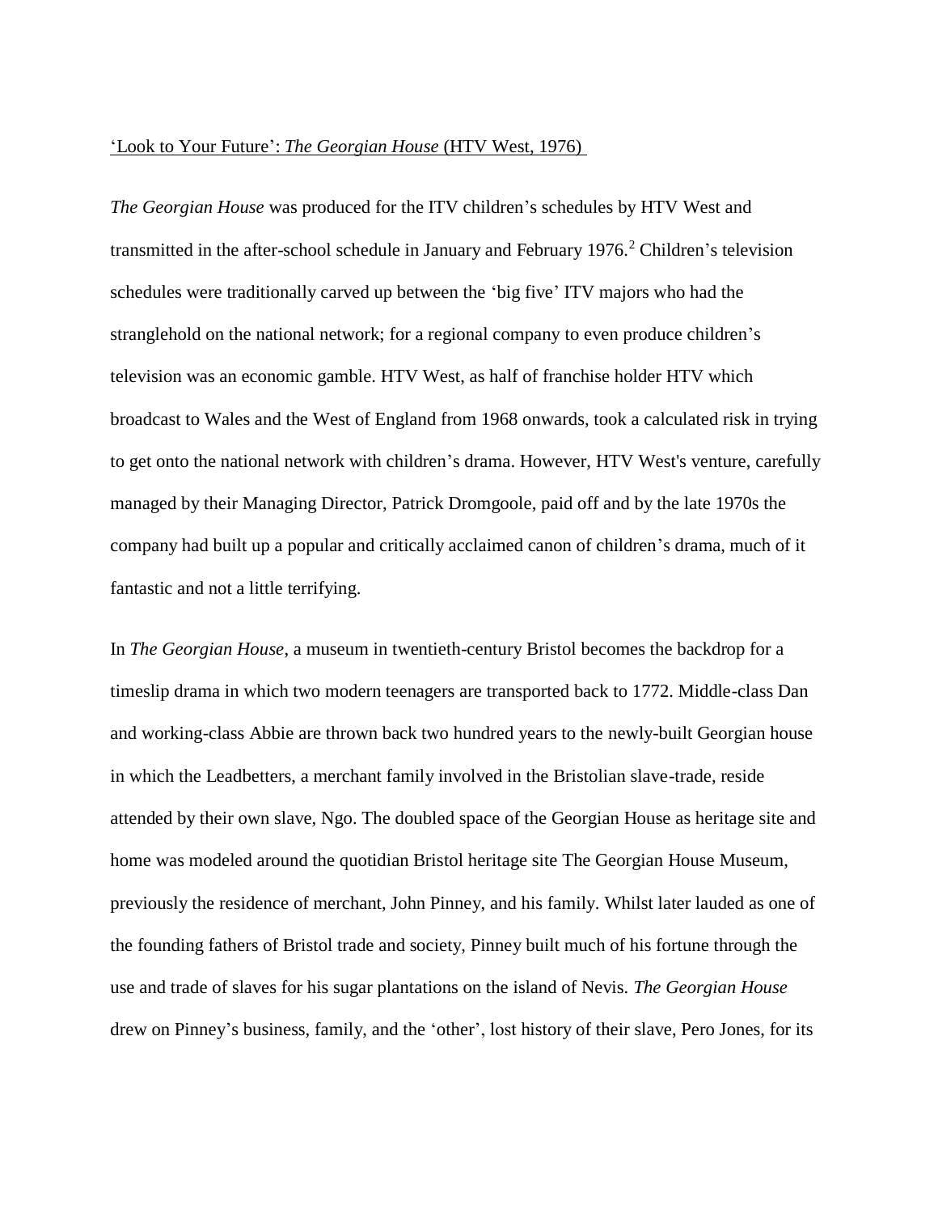## 'Look to Your Future': *The Georgian House* (HTV West, 1976)

*The Georgian House* was produced for the ITV children's schedules by HTV West and transmitted in the after-school schedule in January and February 1976.[2] Children's television schedules were traditionally carved up between the 'big five' ITV majors who had the stranglehold on the national network; for a regional company to even produce children's television was an economic gamble. HTV West, as half of franchise holder HTV which broadcast to Wales and the West of England from 1968 onwards, took a calculated risk in trying to get onto the national network with children's drama. However, HTV West's venture, carefully managed by their Managing Director, Patrick Dromgoole, paid off and by the late 1970s the company had built up a popular and critically acclaimed canon of children's drama, much of it fantastic and not a little terrifying.

In *The Georgian House*, a museum in twentieth-century Bristol becomes the backdrop for a timeslip drama in which two modern teenagers are transported back to 1772. Middle-class Dan and working-class Abbie are thrown back two hundred years to the newly-built Georgian house in which the Leadbetters, a merchant family involved in the Bristolian slave-trade, reside attended by their own slave, Ngo. The doubled space of the Georgian House as heritage site and home was modeled around the quotidian Bristol heritage site The Georgian House Museum, previously the residence of merchant, John Pinney, and his family. Whilst later lauded as one of the founding fathers of Bristol trade and society, Pinney built much of his fortune through the use and trade of slaves for his sugar plantations on the island of Nevis. *The Georgian House* drew on Pinney's business, family, and the 'other', lost history of their slave, Pero Jones, for its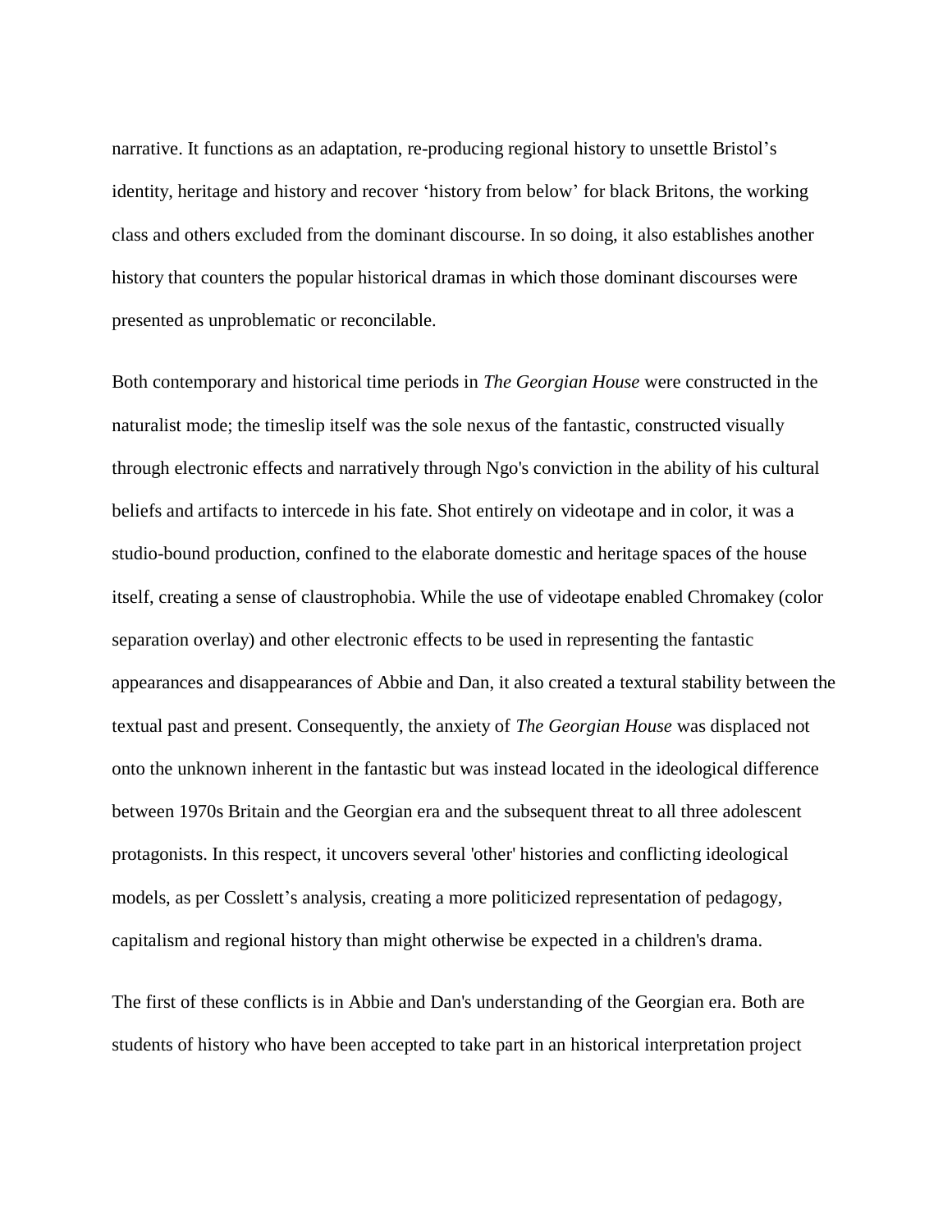narrative. It functions as an adaptation, re-producing regional history to unsettle Bristol's identity, heritage and history and recover 'history from below' for black Britons, the working class and others excluded from the dominant discourse. In so doing, it also establishes another history that counters the popular historical dramas in which those dominant discourses were presented as unproblematic or reconcilable.

Both contemporary and historical time periods in *The Georgian House* were constructed in the naturalist mode; the timeslip itself was the sole nexus of the fantastic, constructed visually through electronic effects and narratively through Ngo's conviction in the ability of his cultural beliefs and artifacts to intercede in his fate. Shot entirely on videotape and in color, it was a studio-bound production, confined to the elaborate domestic and heritage spaces of the house itself, creating a sense of claustrophobia. While the use of videotape enabled Chromakey (color separation overlay) and other electronic effects to be used in representing the fantastic appearances and disappearances of Abbie and Dan, it also created a textural stability between the textual past and present. Consequently, the anxiety of *The Georgian House* was displaced not onto the unknown inherent in the fantastic but was instead located in the ideological difference between 1970s Britain and the Georgian era and the subsequent threat to all three adolescent protagonists. In this respect, it uncovers several 'other' histories and conflicting ideological models, as per Cosslett's analysis, creating a more politicized representation of pedagogy, capitalism and regional history than might otherwise be expected in a children's drama.

The first of these conflicts is in Abbie and Dan's understanding of the Georgian era. Both are students of history who have been accepted to take part in an historical interpretation project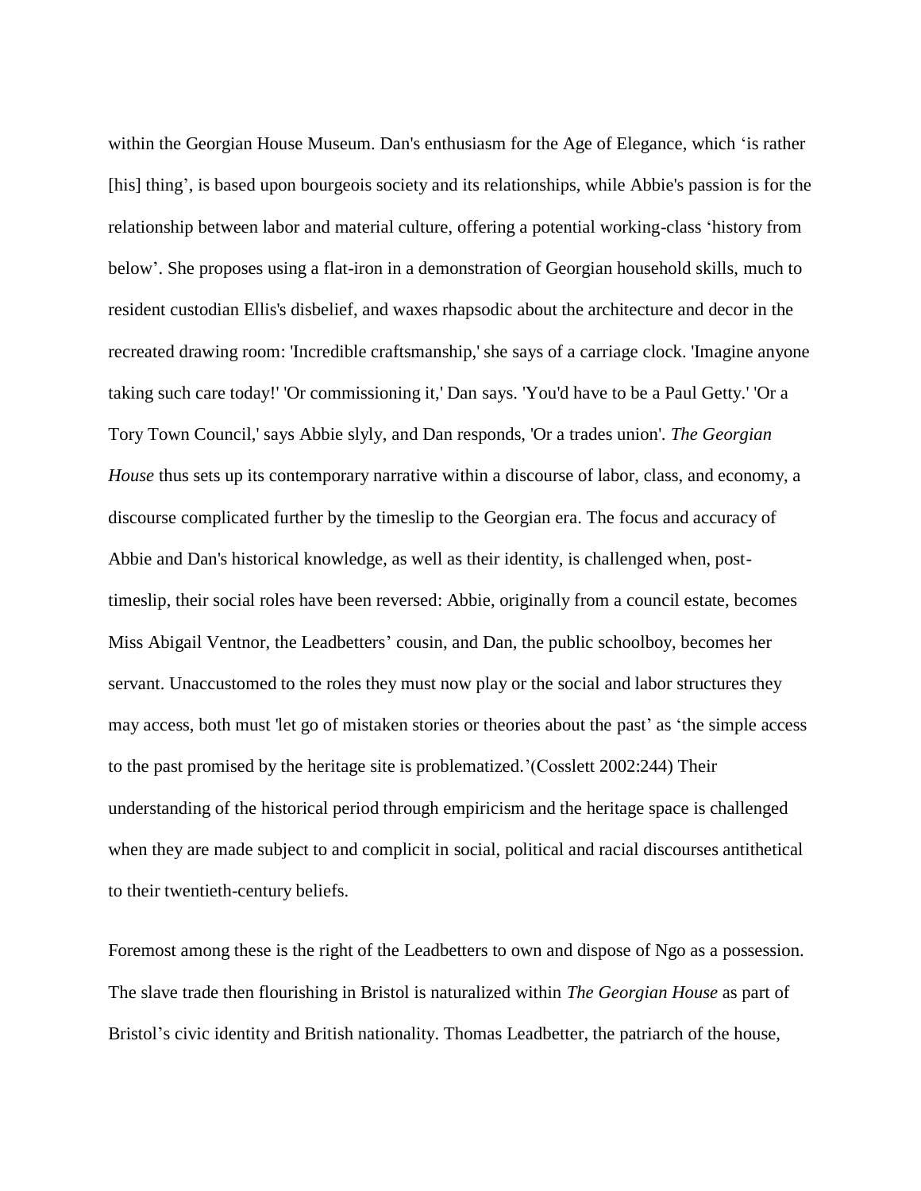within the Georgian House Museum. Dan's enthusiasm for the Age of Elegance, which 'is rather [his] thing', is based upon bourgeois society and its relationships, while Abbie's passion is for the relationship between labor and material culture, offering a potential working-class 'history from below'. She proposes using a flat-iron in a demonstration of Georgian household skills, much to resident custodian Ellis's disbelief, and waxes rhapsodic about the architecture and decor in the recreated drawing room: 'Incredible craftsmanship,' she says of a carriage clock. 'Imagine anyone taking such care today!' 'Or commissioning it,' Dan says. 'You'd have to be a Paul Getty.' 'Or a Tory Town Council,' says Abbie slyly, and Dan responds, 'Or a trades union'. *The Georgian House* thus sets up its contemporary narrative within a discourse of labor, class, and economy, a discourse complicated further by the timeslip to the Georgian era. The focus and accuracy of Abbie and Dan's historical knowledge, as well as their identity, is challenged when, post-timeslip, their social roles have been reversed: Abbie, originally from a council estate, becomes Miss Abigail Ventnor, the Leadbetters' cousin, and Dan, the public schoolboy, becomes her servant. Unaccustomed to the roles they must now play or the social and labor structures they may access, both must 'let go of mistaken stories or theories about the past' as 'the simple access to the past promised by the heritage site is problematized.'(Cosslett 2002:244) Their understanding of the historical period through empiricism and the heritage space is challenged when they are made subject to and complicit in social, political and racial discourses antithetical to their twentieth-century beliefs.

Foremost among these is the right of the Leadbetters to own and dispose of Ngo as a possession. The slave trade then flourishing in Bristol is naturalized within *The Georgian House* as part of Bristol's civic identity and British nationality. Thomas Leadbetter, the patriarch of the house,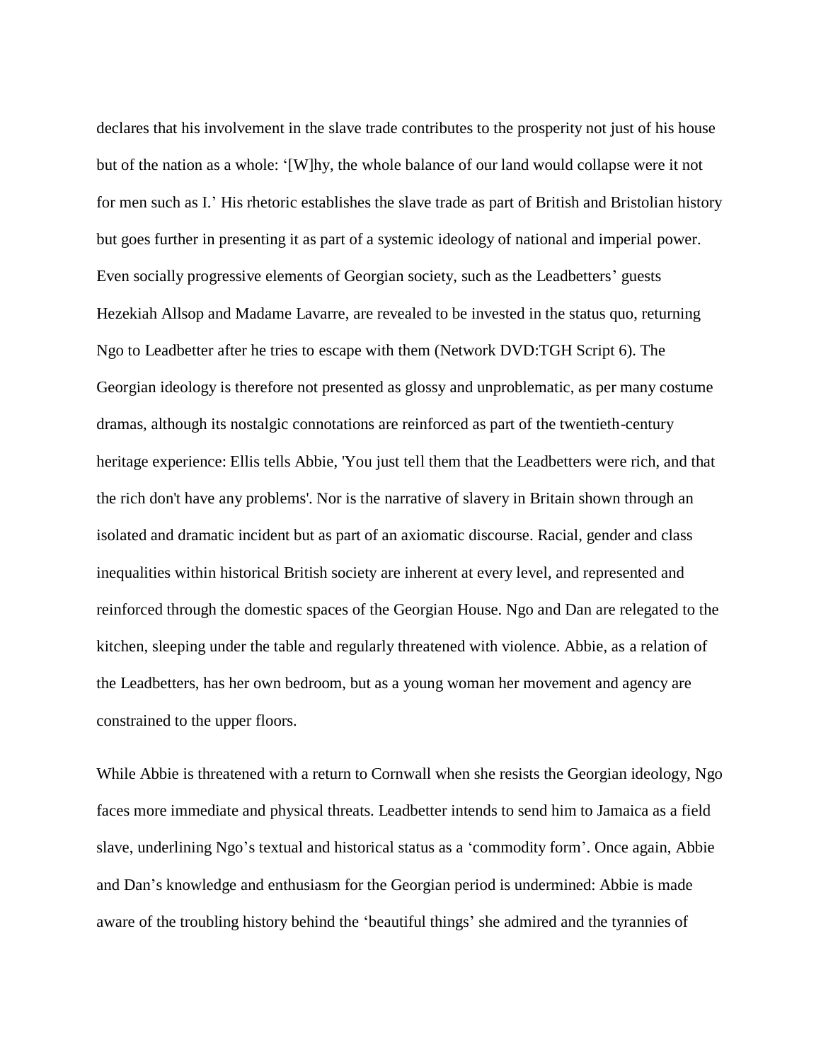declares that his involvement in the slave trade contributes to the prosperity not just of his house but of the nation as a whole: '[W]hy, the whole balance of our land would collapse were it not for men such as I.' His rhetoric establishes the slave trade as part of British and Bristolian history but goes further in presenting it as part of a systemic ideology of national and imperial power. Even socially progressive elements of Georgian society, such as the Leadbetters' guests Hezekiah Allsop and Madame Lavarre, are revealed to be invested in the status quo, returning Ngo to Leadbetter after he tries to escape with them (Network DVD:TGH Script 6). The Georgian ideology is therefore not presented as glossy and unproblematic, as per many costume dramas, although its nostalgic connotations are reinforced as part of the twentieth-century heritage experience: Ellis tells Abbie, 'You just tell them that the Leadbetters were rich, and that the rich don't have any problems'. Nor is the narrative of slavery in Britain shown through an isolated and dramatic incident but as part of an axiomatic discourse. Racial, gender and class inequalities within historical British society are inherent at every level, and represented and reinforced through the domestic spaces of the Georgian House. Ngo and Dan are relegated to the kitchen, sleeping under the table and regularly threatened with violence. Abbie, as a relation of the Leadbetters, has her own bedroom, but as a young woman her movement and agency are constrained to the upper floors.

While Abbie is threatened with a return to Cornwall when she resists the Georgian ideology, Ngo faces more immediate and physical threats. Leadbetter intends to send him to Jamaica as a field slave, underlining Ngo's textual and historical status as a 'commodity form'. Once again, Abbie and Dan's knowledge and enthusiasm for the Georgian period is undermined: Abbie is made aware of the troubling history behind the 'beautiful things' she admired and the tyrannies of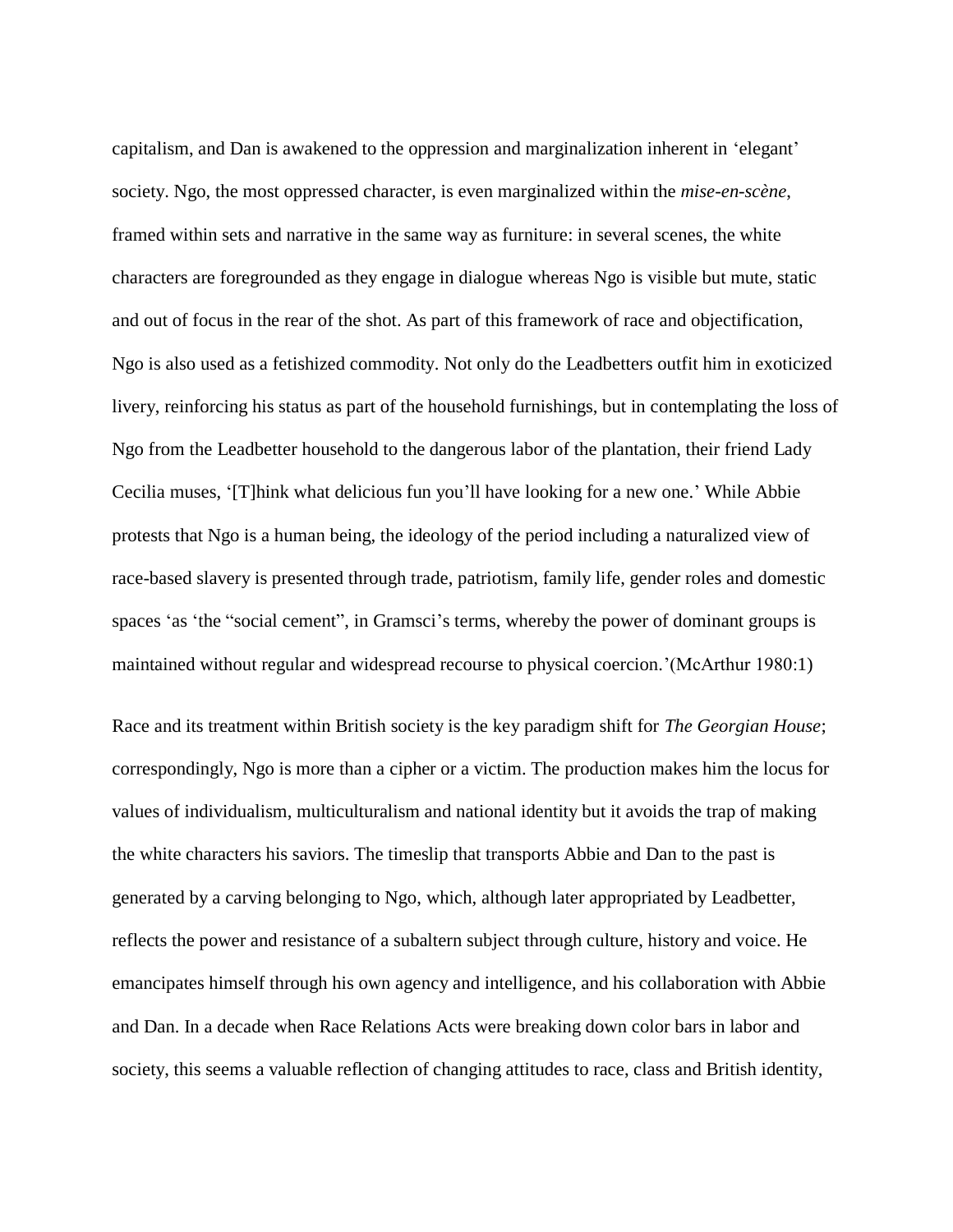capitalism, and Dan is awakened to the oppression and marginalization inherent in 'elegant' society. Ngo, the most oppressed character, is even marginalized within the *mise-en-scène*, framed within sets and narrative in the same way as furniture: in several scenes, the white characters are foregrounded as they engage in dialogue whereas Ngo is visible but mute, static and out of focus in the rear of the shot. As part of this framework of race and objectification, Ngo is also used as a fetishized commodity. Not only do the Leadbetters outfit him in exoticized livery, reinforcing his status as part of the household furnishings, but in contemplating the loss of Ngo from the Leadbetter household to the dangerous labor of the plantation, their friend Lady Cecilia muses, '[T]hink what delicious fun you'll have looking for a new one.' While Abbie protests that Ngo is a human being, the ideology of the period including a naturalized view of race-based slavery is presented through trade, patriotism, family life, gender roles and domestic spaces 'as 'the "social cement", in Gramsci's terms, whereby the power of dominant groups is maintained without regular and widespread recourse to physical coercion.'(McArthur 1980:1)

Race and its treatment within British society is the key paradigm shift for *The Georgian House*; correspondingly, Ngo is more than a cipher or a victim. The production makes him the locus for values of individualism, multiculturalism and national identity but it avoids the trap of making the white characters his saviors. The timeslip that transports Abbie and Dan to the past is generated by a carving belonging to Ngo, which, although later appropriated by Leadbetter, reflects the power and resistance of a subaltern subject through culture, history and voice. He emancipates himself through his own agency and intelligence, and his collaboration with Abbie and Dan. In a decade when Race Relations Acts were breaking down color bars in labor and society, this seems a valuable reflection of changing attitudes to race, class and British identity,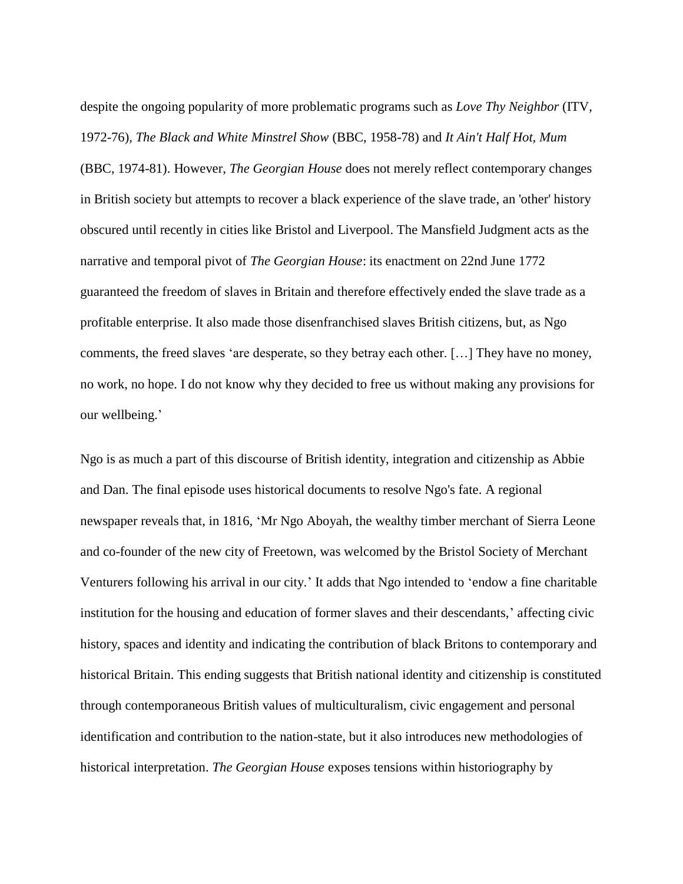despite the ongoing popularity of more problematic programs such as *Love Thy Neighbor* (ITV, 1972-76), *The Black and White Minstrel Show* (BBC, 1958-78) and *It Ain't Half Hot, Mum* (BBC, 1974-81). However, *The Georgian House* does not merely reflect contemporary changes in British society but attempts to recover a black experience of the slave trade, an 'other' history obscured until recently in cities like Bristol and Liverpool. The Mansfield Judgment acts as the narrative and temporal pivot of *The Georgian House*: its enactment on 22nd June 1772 guaranteed the freedom of slaves in Britain and therefore effectively ended the slave trade as a profitable enterprise. It also made those disenfranchised slaves British citizens, but, as Ngo comments, the freed slaves 'are desperate, so they betray each other. […] They have no money, no work, no hope. I do not know why they decided to free us without making any provisions for our wellbeing.'

Ngo is as much a part of this discourse of British identity, integration and citizenship as Abbie and Dan. The final episode uses historical documents to resolve Ngo's fate. A regional newspaper reveals that, in 1816, 'Mr Ngo Aboyah, the wealthy timber merchant of Sierra Leone and co-founder of the new city of Freetown, was welcomed by the Bristol Society of Merchant Venturers following his arrival in our city.' It adds that Ngo intended to 'endow a fine charitable institution for the housing and education of former slaves and their descendants,' affecting civic history, spaces and identity and indicating the contribution of black Britons to contemporary and historical Britain. This ending suggests that British national identity and citizenship is constituted through contemporaneous British values of multiculturalism, civic engagement and personal identification and contribution to the nation-state, but it also introduces new methodologies of historical interpretation. *The Georgian House* exposes tensions within historiography by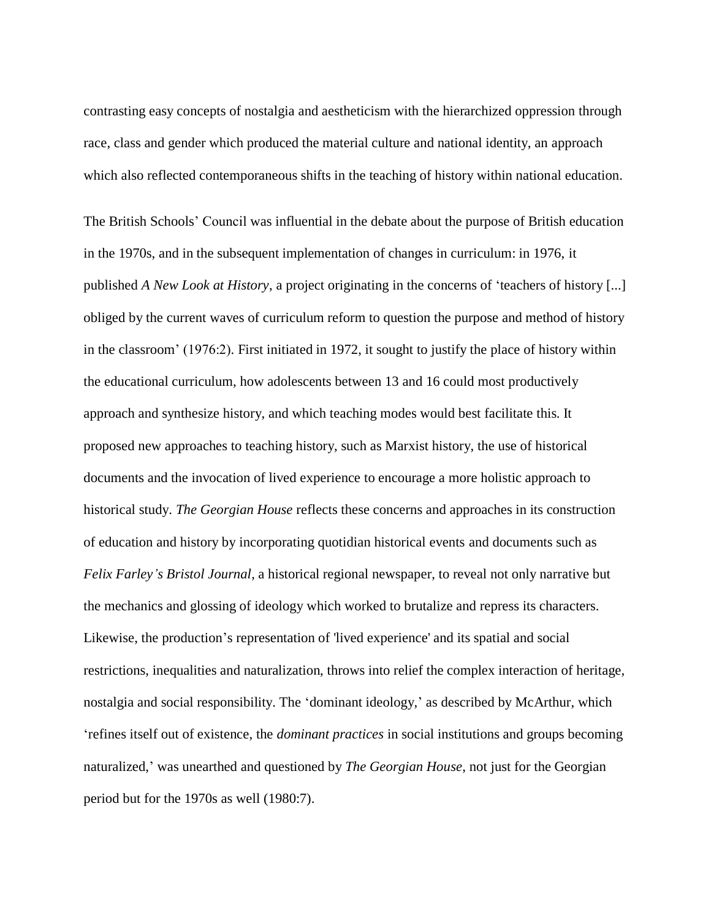contrasting easy concepts of nostalgia and aestheticism with the hierarchized oppression through race, class and gender which produced the material culture and national identity, an approach which also reflected contemporaneous shifts in the teaching of history within national education.

The British Schools' Council was influential in the debate about the purpose of British education in the 1970s, and in the subsequent implementation of changes in curriculum: in 1976, it published *A New Look at History*, a project originating in the concerns of 'teachers of history [...] obliged by the current waves of curriculum reform to question the purpose and method of history in the classroom' (1976:2). First initiated in 1972, it sought to justify the place of history within the educational curriculum, how adolescents between 13 and 16 could most productively approach and synthesize history, and which teaching modes would best facilitate this. It proposed new approaches to teaching history, such as Marxist history, the use of historical documents and the invocation of lived experience to encourage a more holistic approach to historical study. *The Georgian House* reflects these concerns and approaches in its construction of education and history by incorporating quotidian historical events and documents such as *Felix Farley's Bristol Journal*, a historical regional newspaper, to reveal not only narrative but the mechanics and glossing of ideology which worked to brutalize and repress its characters. Likewise, the production's representation of 'lived experience' and its spatial and social restrictions, inequalities and naturalization, throws into relief the complex interaction of heritage, nostalgia and social responsibility. The 'dominant ideology,' as described by McArthur, which 'refines itself out of existence, the *dominant practices* in social institutions and groups becoming naturalized,' was unearthed and questioned by *The Georgian House*, not just for the Georgian period but for the 1970s as well (1980:7).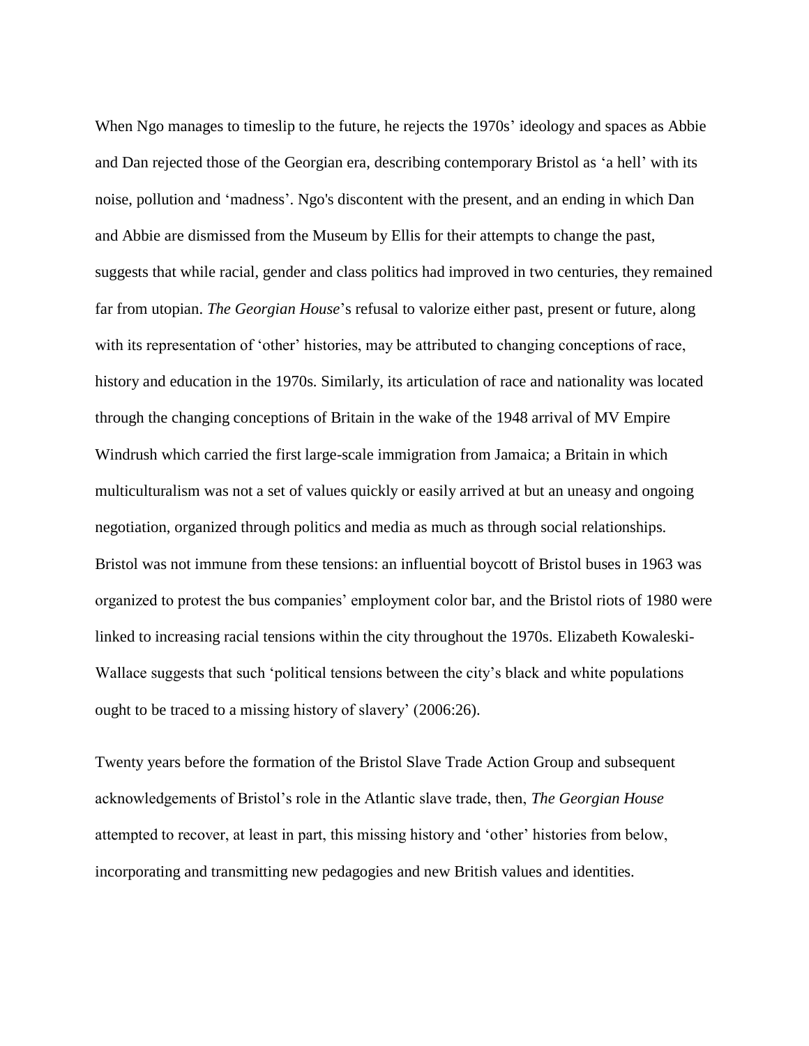When Ngo manages to timeslip to the future, he rejects the 1970s' ideology and spaces as Abbie and Dan rejected those of the Georgian era, describing contemporary Bristol as 'a hell' with its noise, pollution and 'madness'. Ngo's discontent with the present, and an ending in which Dan and Abbie are dismissed from the Museum by Ellis for their attempts to change the past, suggests that while racial, gender and class politics had improved in two centuries, they remained far from utopian. *The Georgian House*'s refusal to valorize either past, present or future, along with its representation of 'other' histories, may be attributed to changing conceptions of race, history and education in the 1970s. Similarly, its articulation of race and nationality was located through the changing conceptions of Britain in the wake of the 1948 arrival of MV Empire Windrush which carried the first large-scale immigration from Jamaica; a Britain in which multiculturalism was not a set of values quickly or easily arrived at but an uneasy and ongoing negotiation, organized through politics and media as much as through social relationships. Bristol was not immune from these tensions: an influential boycott of Bristol buses in 1963 was organized to protest the bus companies' employment color bar, and the Bristol riots of 1980 were linked to increasing racial tensions within the city throughout the 1970s. Elizabeth Kowaleski-Wallace suggests that such 'political tensions between the city's black and white populations ought to be traced to a missing history of slavery' (2006:26).

Twenty years before the formation of the Bristol Slave Trade Action Group and subsequent acknowledgements of Bristol's role in the Atlantic slave trade, then, *The Georgian House* attempted to recover, at least in part, this missing history and 'other' histories from below, incorporating and transmitting new pedagogies and new British values and identities.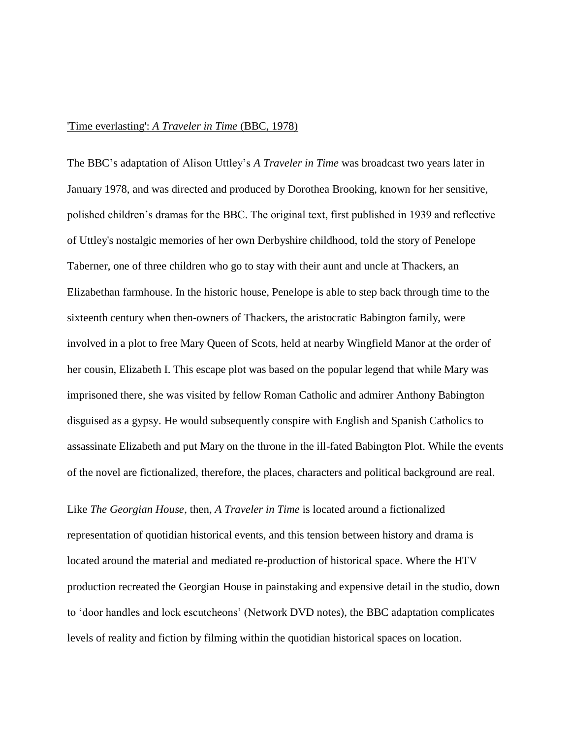'Time everlasting': *A Traveler in Time* (BBC, 1978)

The BBC's adaptation of Alison Uttley's *A Traveler in Time* was broadcast two years later in January 1978, and was directed and produced by Dorothea Brooking, known for her sensitive, polished children's dramas for the BBC. The original text, first published in 1939 and reflective of Uttley's nostalgic memories of her own Derbyshire childhood, told the story of Penelope Taberner, one of three children who go to stay with their aunt and uncle at Thackers, an Elizabethan farmhouse. In the historic house, Penelope is able to step back through time to the sixteenth century when then-owners of Thackers, the aristocratic Babington family, were involved in a plot to free Mary Queen of Scots, held at nearby Wingfield Manor at the order of her cousin, Elizabeth I. This escape plot was based on the popular legend that while Mary was imprisoned there, she was visited by fellow Roman Catholic and admirer Anthony Babington disguised as a gypsy. He would subsequently conspire with English and Spanish Catholics to assassinate Elizabeth and put Mary on the throne in the ill-fated Babington Plot. While the events of the novel are fictionalized, therefore, the places, characters and political background are real.

Like *The Georgian House*, then, *A Traveler in Time* is located around a fictionalized representation of quotidian historical events, and this tension between history and drama is located around the material and mediated re-production of historical space. Where the HTV production recreated the Georgian House in painstaking and expensive detail in the studio, down to 'door handles and lock escutcheons' (Network DVD notes), the BBC adaptation complicates levels of reality and fiction by filming within the quotidian historical spaces on location.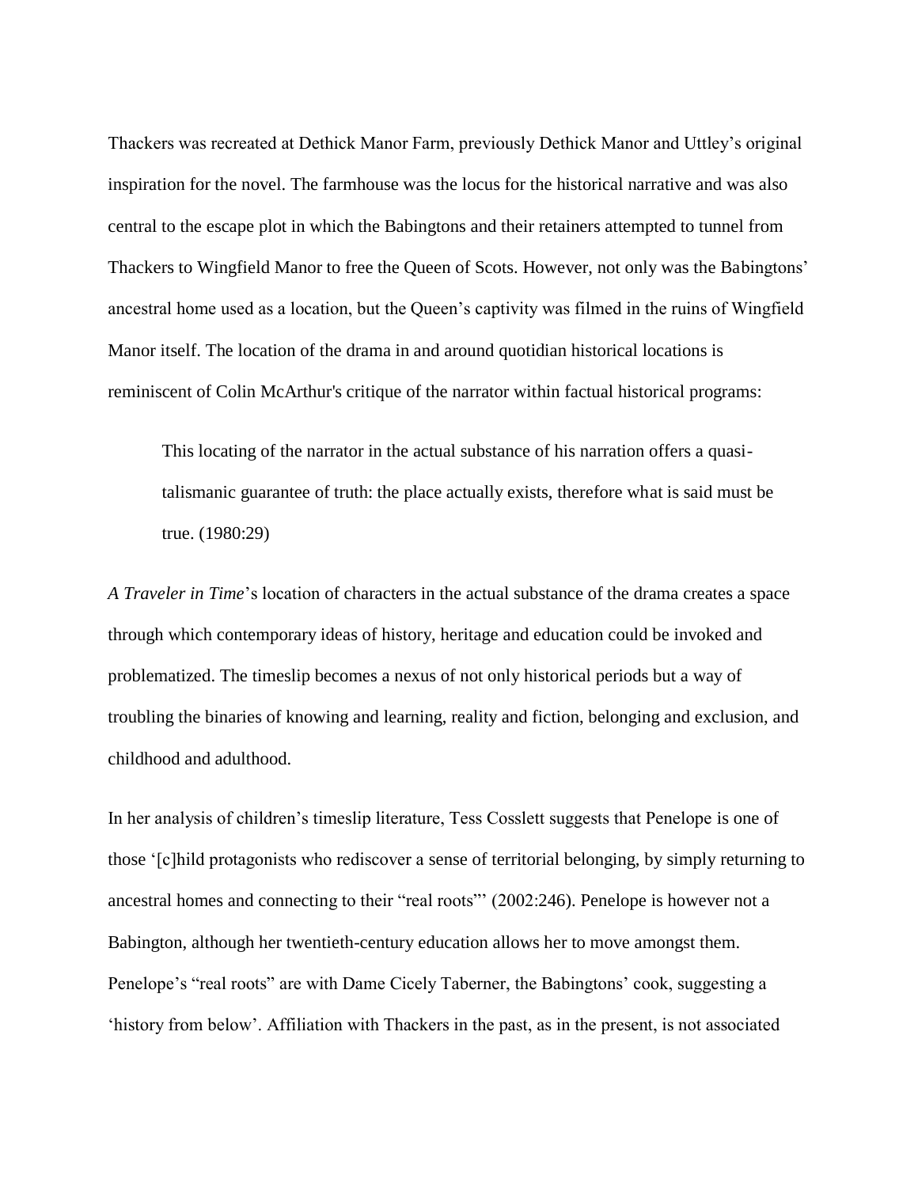Thackers was recreated at Dethick Manor Farm, previously Dethick Manor and Uttley's original inspiration for the novel. The farmhouse was the locus for the historical narrative and was also central to the escape plot in which the Babingtons and their retainers attempted to tunnel from Thackers to Wingfield Manor to free the Queen of Scots. However, not only was the Babingtons' ancestral home used as a location, but the Queen's captivity was filmed in the ruins of Wingfield Manor itself. The location of the drama in and around quotidian historical locations is reminiscent of Colin McArthur's critique of the narrator within factual historical programs:

> This locating of the narrator in the actual substance of his narration offers a quasi-talismanic guarantee of truth: the place actually exists, therefore what is said must be true. (1980:29)

*A Traveler in Time*'s location of characters in the actual substance of the drama creates a space through which contemporary ideas of history, heritage and education could be invoked and problematized. The timeslip becomes a nexus of not only historical periods but a way of troubling the binaries of knowing and learning, reality and fiction, belonging and exclusion, and childhood and adulthood.

In her analysis of children's timeslip literature, Tess Cosslett suggests that Penelope is one of those '[c]hild protagonists who rediscover a sense of territorial belonging, by simply returning to ancestral homes and connecting to their "real roots"' (2002:246). Penelope is however not a Babington, although her twentieth-century education allows her to move amongst them. Penelope's "real roots" are with Dame Cicely Taberner, the Babingtons' cook, suggesting a 'history from below'. Affiliation with Thackers in the past, as in the present, is not associated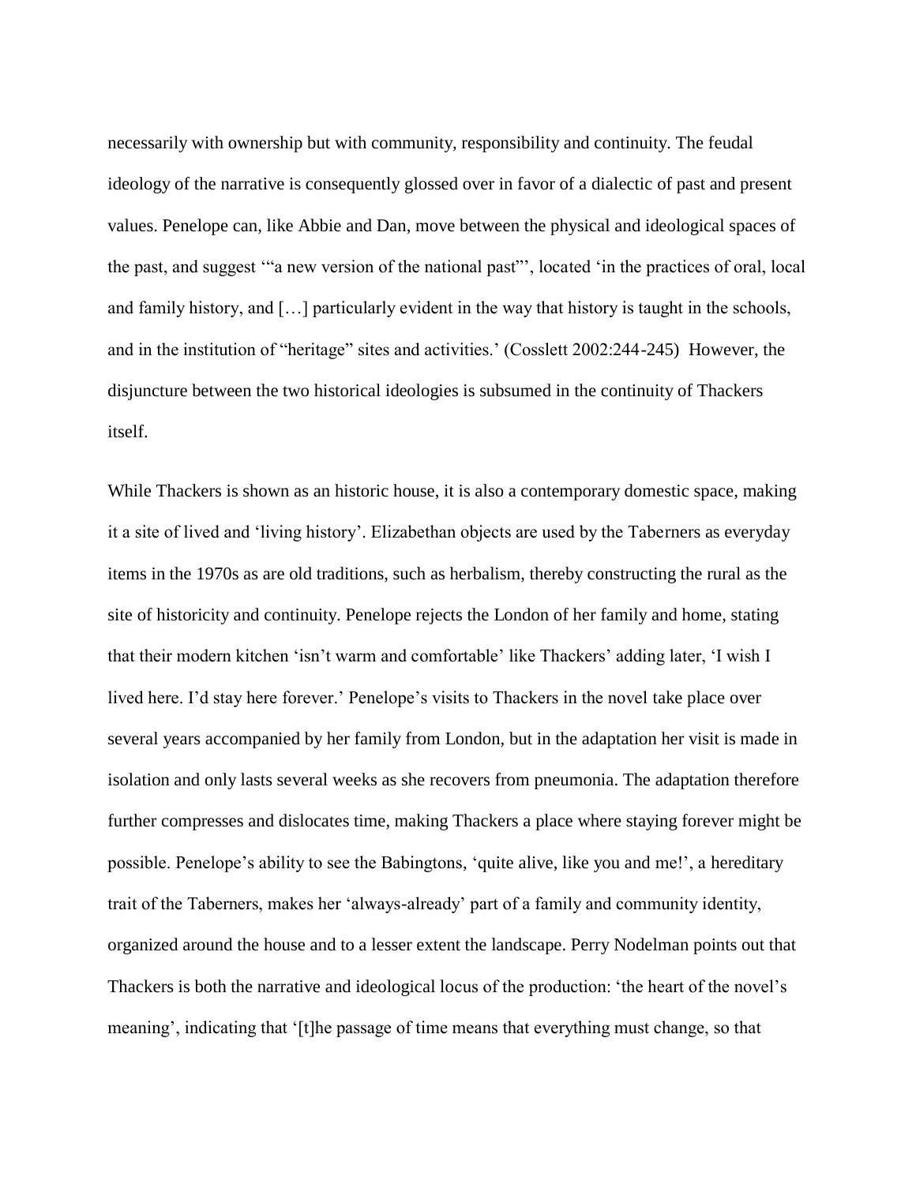necessarily with ownership but with community, responsibility and continuity. The feudal ideology of the narrative is consequently glossed over in favor of a dialectic of past and present values. Penelope can, like Abbie and Dan, move between the physical and ideological spaces of the past, and suggest '"a new version of the national past"', located 'in the practices of oral, local and family history, and […] particularly evident in the way that history is taught in the schools, and in the institution of "heritage" sites and activities.' (Cosslett 2002:244-245) However, the disjuncture between the two historical ideologies is subsumed in the continuity of Thackers itself.

While Thackers is shown as an historic house, it is also a contemporary domestic space, making it a site of lived and 'living history'. Elizabethan objects are used by the Taberners as everyday items in the 1970s as are old traditions, such as herbalism, thereby constructing the rural as the site of historicity and continuity. Penelope rejects the London of her family and home, stating that their modern kitchen 'isn't warm and comfortable' like Thackers' adding later, 'I wish I lived here. I'd stay here forever.' Penelope's visits to Thackers in the novel take place over several years accompanied by her family from London, but in the adaptation her visit is made in isolation and only lasts several weeks as she recovers from pneumonia. The adaptation therefore further compresses and dislocates time, making Thackers a place where staying forever might be possible. Penelope's ability to see the Babingtons, 'quite alive, like you and me!', a hereditary trait of the Taberners, makes her 'always-already' part of a family and community identity, organized around the house and to a lesser extent the landscape. Perry Nodelman points out that Thackers is both the narrative and ideological locus of the production: 'the heart of the novel's meaning', indicating that '[t]he passage of time means that everything must change, so that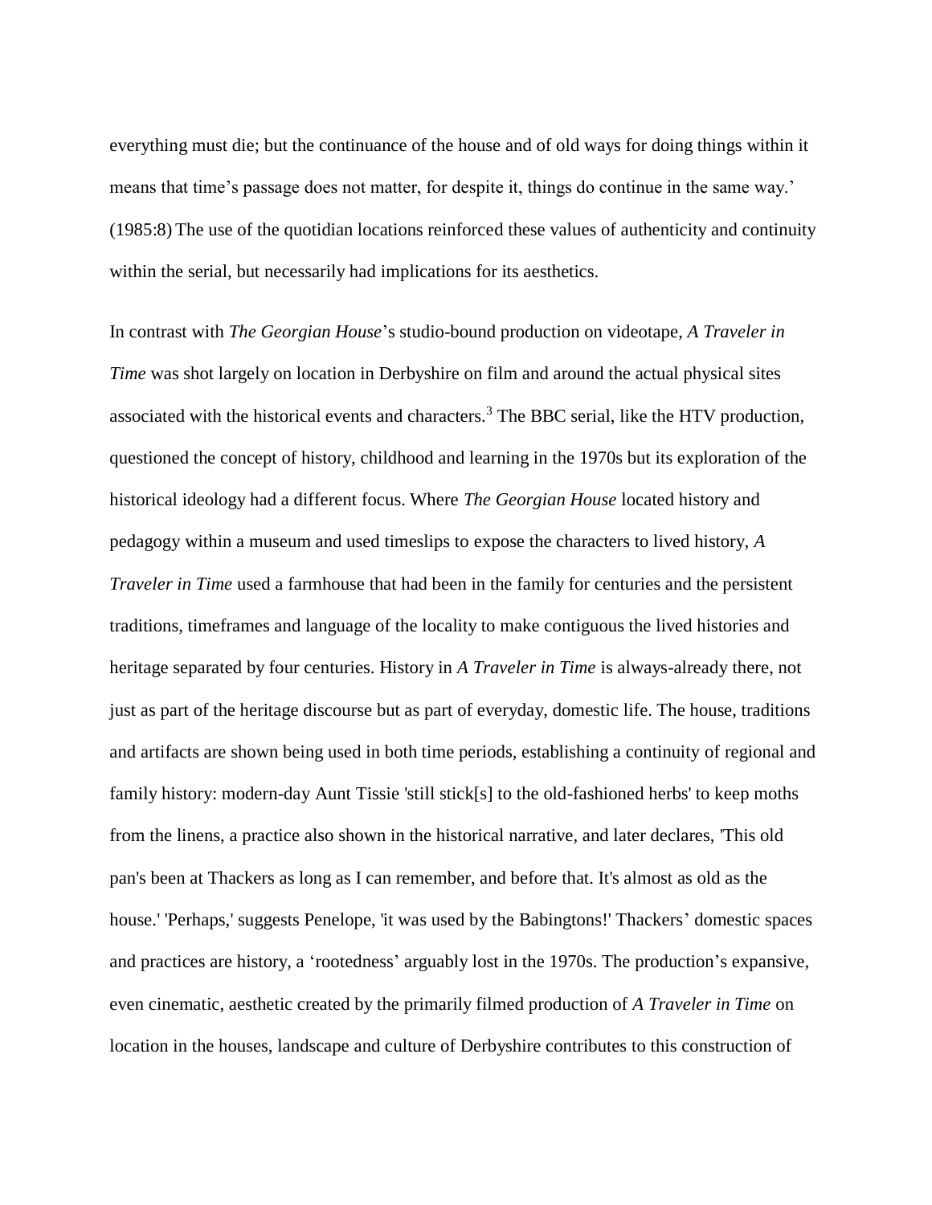everything must die; but the continuance of the house and of old ways for doing things within it means that time's passage does not matter, for despite it, things do continue in the same way.' (1985:8) The use of the quotidian locations reinforced these values of authenticity and continuity within the serial, but necessarily had implications for its aesthetics.

In contrast with *The Georgian House*'s studio-bound production on videotape, *A Traveler in Time* was shot largely on location in Derbyshire on film and around the actual physical sites associated with the historical events and characters.[3] The BBC serial, like the HTV production, questioned the concept of history, childhood and learning in the 1970s but its exploration of the historical ideology had a different focus. Where *The Georgian House* located history and pedagogy within a museum and used timeslips to expose the characters to lived history, *A Traveler in Time* used a farmhouse that had been in the family for centuries and the persistent traditions, timeframes and language of the locality to make contiguous the lived histories and heritage separated by four centuries. History in *A Traveler in Time* is always-already there, not just as part of the heritage discourse but as part of everyday, domestic life. The house, traditions and artifacts are shown being used in both time periods, establishing a continuity of regional and family history: modern-day Aunt Tissie 'still stick[s] to the old-fashioned herbs' to keep moths from the linens, a practice also shown in the historical narrative, and later declares, 'This old pan's been at Thackers as long as I can remember, and before that. It's almost as old as the house.' 'Perhaps,' suggests Penelope, 'it was used by the Babingtons!' Thackers' domestic spaces and practices are history, a 'rootedness' arguably lost in the 1970s. The production's expansive, even cinematic, aesthetic created by the primarily filmed production of *A Traveler in Time* on location in the houses, landscape and culture of Derbyshire contributes to this construction of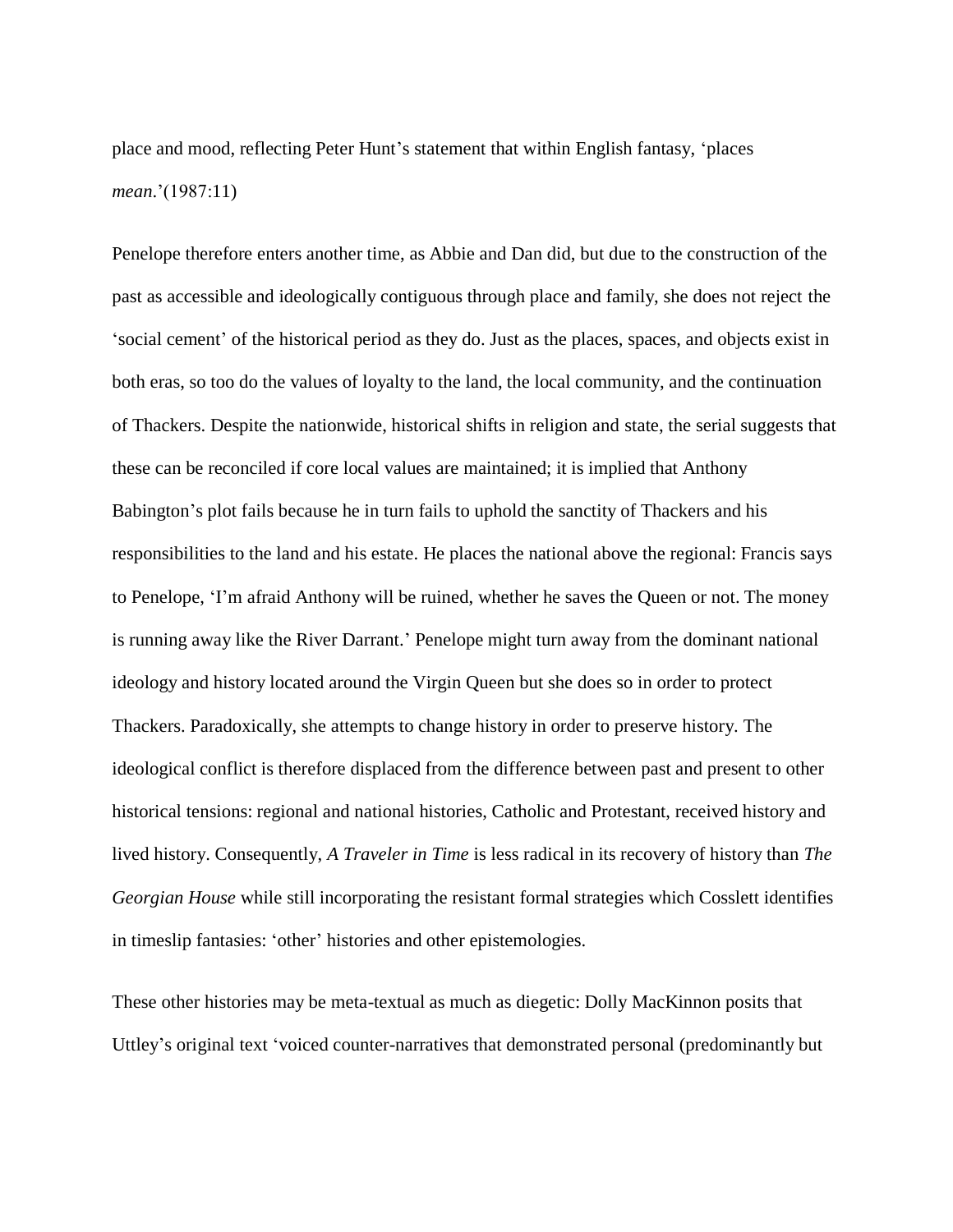place and mood, reflecting Peter Hunt's statement that within English fantasy, 'places *mean*.'(1987:11)

Penelope therefore enters another time, as Abbie and Dan did, but due to the construction of the past as accessible and ideologically contiguous through place and family, she does not reject the 'social cement' of the historical period as they do. Just as the places, spaces, and objects exist in both eras, so too do the values of loyalty to the land, the local community, and the continuation of Thackers. Despite the nationwide, historical shifts in religion and state, the serial suggests that these can be reconciled if core local values are maintained; it is implied that Anthony Babington's plot fails because he in turn fails to uphold the sanctity of Thackers and his responsibilities to the land and his estate. He places the national above the regional: Francis says to Penelope, 'I'm afraid Anthony will be ruined, whether he saves the Queen or not. The money is running away like the River Darrant.' Penelope might turn away from the dominant national ideology and history located around the Virgin Queen but she does so in order to protect Thackers. Paradoxically, she attempts to change history in order to preserve history. The ideological conflict is therefore displaced from the difference between past and present to other historical tensions: regional and national histories, Catholic and Protestant, received history and lived history. Consequently, *A Traveler in Time* is less radical in its recovery of history than *The Georgian House* while still incorporating the resistant formal strategies which Cosslett identifies in timeslip fantasies: 'other' histories and other epistemologies.

These other histories may be meta-textual as much as diegetic: Dolly MacKinnon posits that Uttley's original text 'voiced counter-narratives that demonstrated personal (predominantly but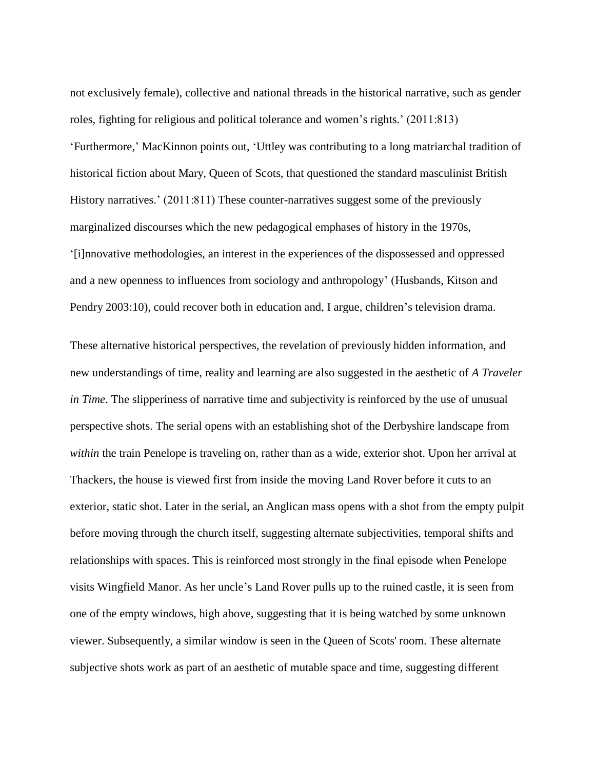not exclusively female), collective and national threads in the historical narrative, such as gender roles, fighting for religious and political tolerance and women's rights.' (2011:813) 'Furthermore,' MacKinnon points out, 'Uttley was contributing to a long matriarchal tradition of historical fiction about Mary, Queen of Scots, that questioned the standard masculinist British History narratives.' (2011:811) These counter-narratives suggest some of the previously marginalized discourses which the new pedagogical emphases of history in the 1970s, '[i]nnovative methodologies, an interest in the experiences of the dispossessed and oppressed and a new openness to influences from sociology and anthropology' (Husbands, Kitson and Pendry 2003:10), could recover both in education and, I argue, children's television drama.

These alternative historical perspectives, the revelation of previously hidden information, and new understandings of time, reality and learning are also suggested in the aesthetic of *A Traveler in Time*. The slipperiness of narrative time and subjectivity is reinforced by the use of unusual perspective shots. The serial opens with an establishing shot of the Derbyshire landscape from *within* the train Penelope is traveling on, rather than as a wide, exterior shot. Upon her arrival at Thackers, the house is viewed first from inside the moving Land Rover before it cuts to an exterior, static shot. Later in the serial, an Anglican mass opens with a shot from the empty pulpit before moving through the church itself, suggesting alternate subjectivities, temporal shifts and relationships with spaces. This is reinforced most strongly in the final episode when Penelope visits Wingfield Manor. As her uncle's Land Rover pulls up to the ruined castle, it is seen from one of the empty windows, high above, suggesting that it is being watched by some unknown viewer. Subsequently, a similar window is seen in the Queen of Scots' room. These alternate subjective shots work as part of an aesthetic of mutable space and time, suggesting different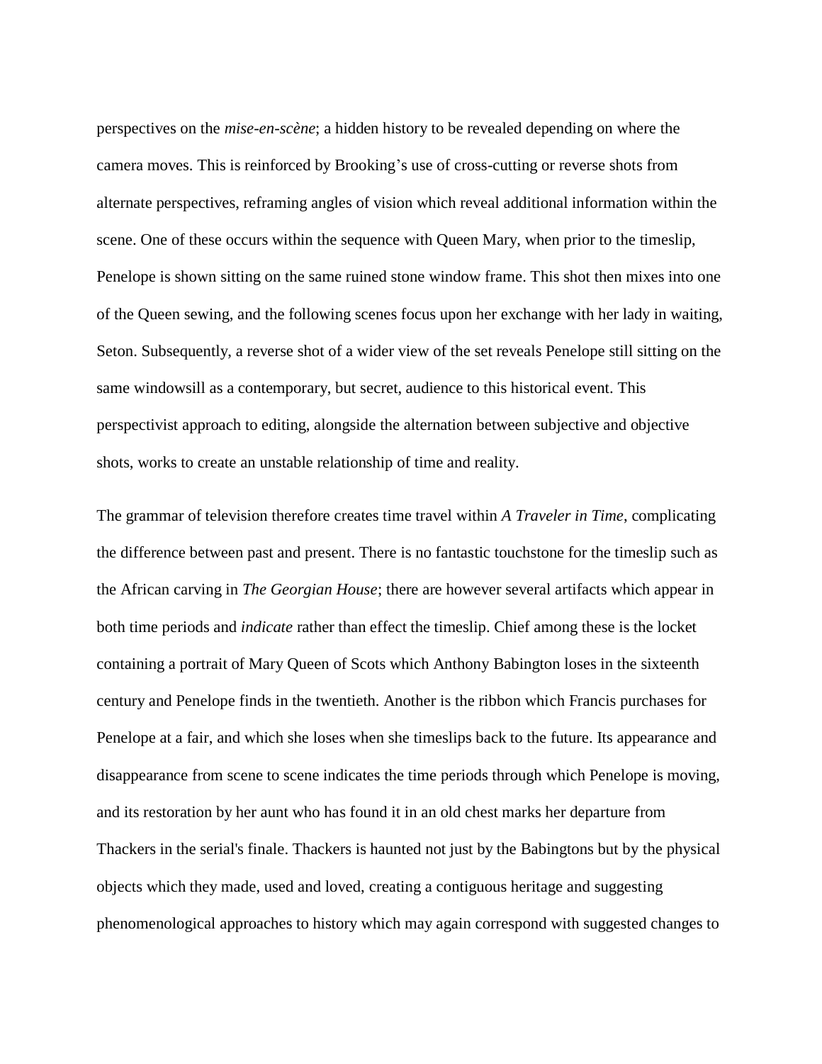perspectives on the *mise-en-scène*; a hidden history to be revealed depending on where the camera moves. This is reinforced by Brooking's use of cross-cutting or reverse shots from alternate perspectives, reframing angles of vision which reveal additional information within the scene. One of these occurs within the sequence with Queen Mary, when prior to the timeslip, Penelope is shown sitting on the same ruined stone window frame. This shot then mixes into one of the Queen sewing, and the following scenes focus upon her exchange with her lady in waiting, Seton. Subsequently, a reverse shot of a wider view of the set reveals Penelope still sitting on the same windowsill as a contemporary, but secret, audience to this historical event. This perspectivist approach to editing, alongside the alternation between subjective and objective shots, works to create an unstable relationship of time and reality.

The grammar of television therefore creates time travel within *A Traveler in Time*, complicating the difference between past and present. There is no fantastic touchstone for the timeslip such as the African carving in *The Georgian House*; there are however several artifacts which appear in both time periods and *indicate* rather than effect the timeslip. Chief among these is the locket containing a portrait of Mary Queen of Scots which Anthony Babington loses in the sixteenth century and Penelope finds in the twentieth. Another is the ribbon which Francis purchases for Penelope at a fair, and which she loses when she timeslips back to the future. Its appearance and disappearance from scene to scene indicates the time periods through which Penelope is moving, and its restoration by her aunt who has found it in an old chest marks her departure from Thackers in the serial's finale. Thackers is haunted not just by the Babingtons but by the physical objects which they made, used and loved, creating a contiguous heritage and suggesting phenomenological approaches to history which may again correspond with suggested changes to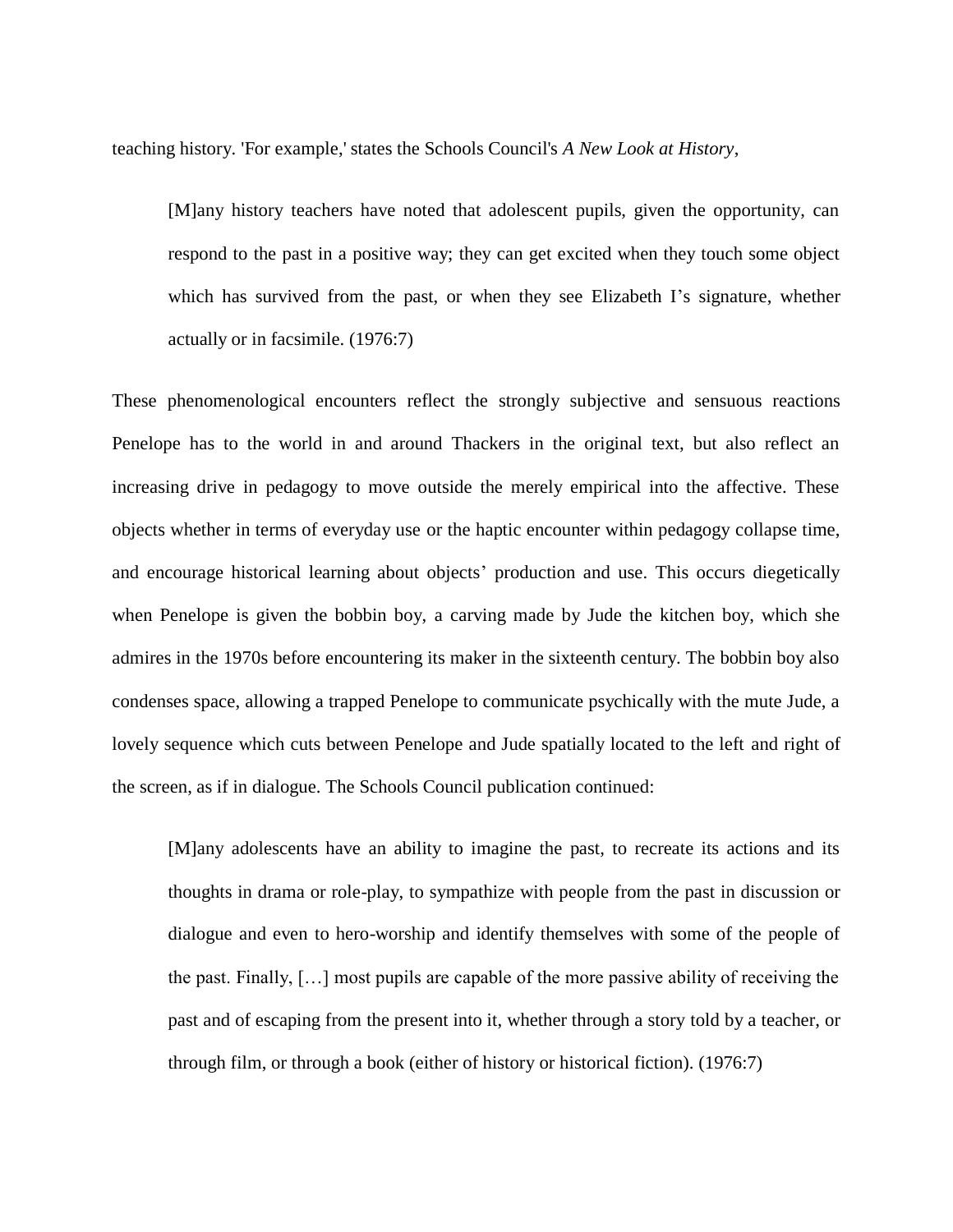teaching history. 'For example,' states the Schools Council's *A New Look at History*,

> [M]any history teachers have noted that adolescent pupils, given the opportunity, can respond to the past in a positive way; they can get excited when they touch some object which has survived from the past, or when they see Elizabeth I's signature, whether actually or in facsimile. (1976:7)

These phenomenological encounters reflect the strongly subjective and sensuous reactions Penelope has to the world in and around Thackers in the original text, but also reflect an increasing drive in pedagogy to move outside the merely empirical into the affective. These objects whether in terms of everyday use or the haptic encounter within pedagogy collapse time, and encourage historical learning about objects' production and use. This occurs diegetically when Penelope is given the bobbin boy, a carving made by Jude the kitchen boy, which she admires in the 1970s before encountering its maker in the sixteenth century. The bobbin boy also condenses space, allowing a trapped Penelope to communicate psychically with the mute Jude, a lovely sequence which cuts between Penelope and Jude spatially located to the left and right of the screen, as if in dialogue. The Schools Council publication continued:

> [M]any adolescents have an ability to imagine the past, to recreate its actions and its thoughts in drama or role-play, to sympathize with people from the past in discussion or dialogue and even to hero-worship and identify themselves with some of the people of the past. Finally, […] most pupils are capable of the more passive ability of receiving the past and of escaping from the present into it, whether through a story told by a teacher, or through film, or through a book (either of history or historical fiction). (1976:7)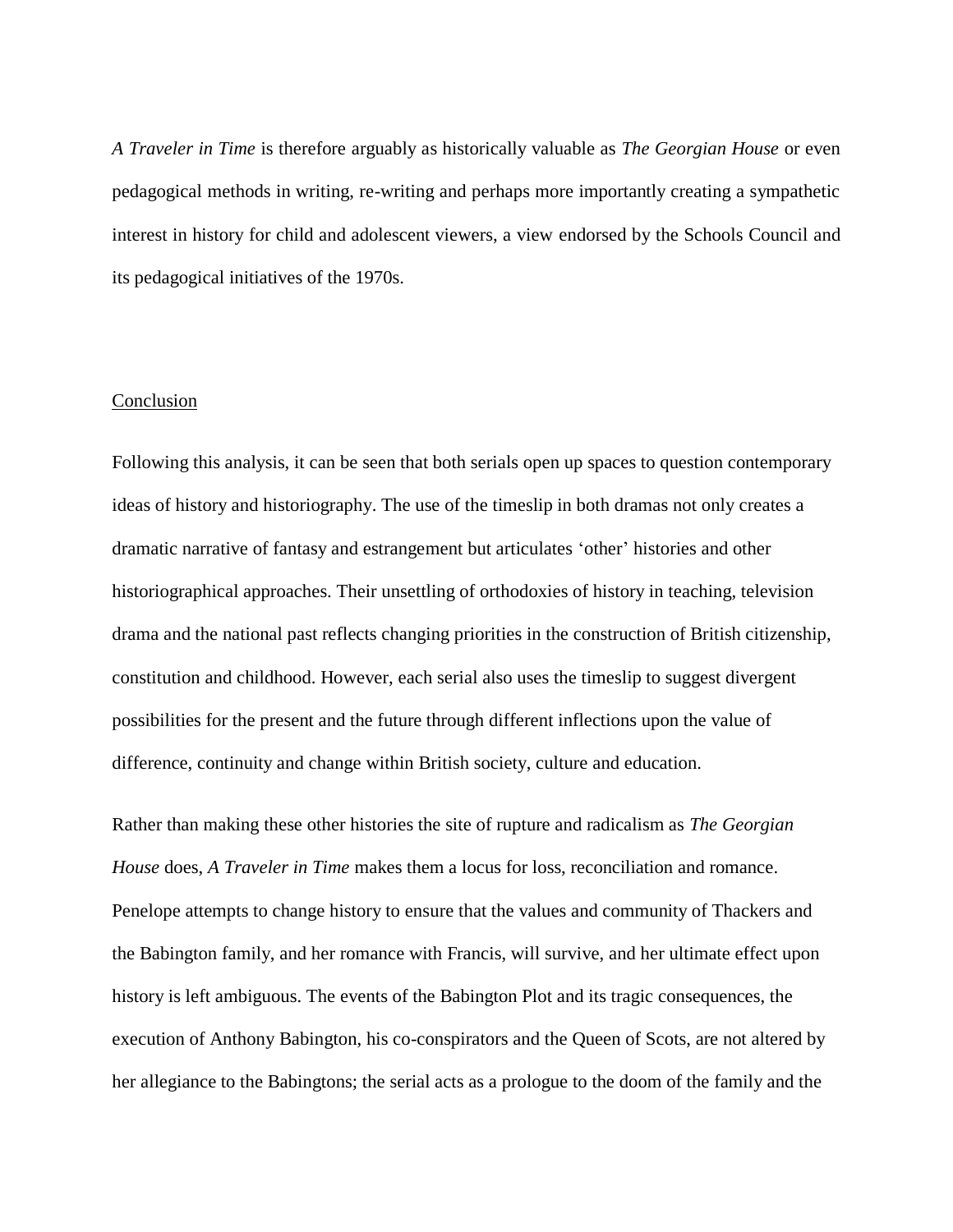*A Traveler in Time* is therefore arguably as historically valuable as *The Georgian House* or even pedagogical methods in writing, re-writing and perhaps more importantly creating a sympathetic interest in history for child and adolescent viewers, a view endorsed by the Schools Council and its pedagogical initiatives of the 1970s.

## Conclusion

Following this analysis, it can be seen that both serials open up spaces to question contemporary ideas of history and historiography. The use of the timeslip in both dramas not only creates a dramatic narrative of fantasy and estrangement but articulates 'other' histories and other historiographical approaches. Their unsettling of orthodoxies of history in teaching, television drama and the national past reflects changing priorities in the construction of British citizenship, constitution and childhood. However, each serial also uses the timeslip to suggest divergent possibilities for the present and the future through different inflections upon the value of difference, continuity and change within British society, culture and education.

Rather than making these other histories the site of rupture and radicalism as *The Georgian House* does, *A Traveler in Time* makes them a locus for loss, reconciliation and romance. Penelope attempts to change history to ensure that the values and community of Thackers and the Babington family, and her romance with Francis, will survive, and her ultimate effect upon history is left ambiguous. The events of the Babington Plot and its tragic consequences, the execution of Anthony Babington, his co-conspirators and the Queen of Scots, are not altered by her allegiance to the Babingtons; the serial acts as a prologue to the doom of the family and the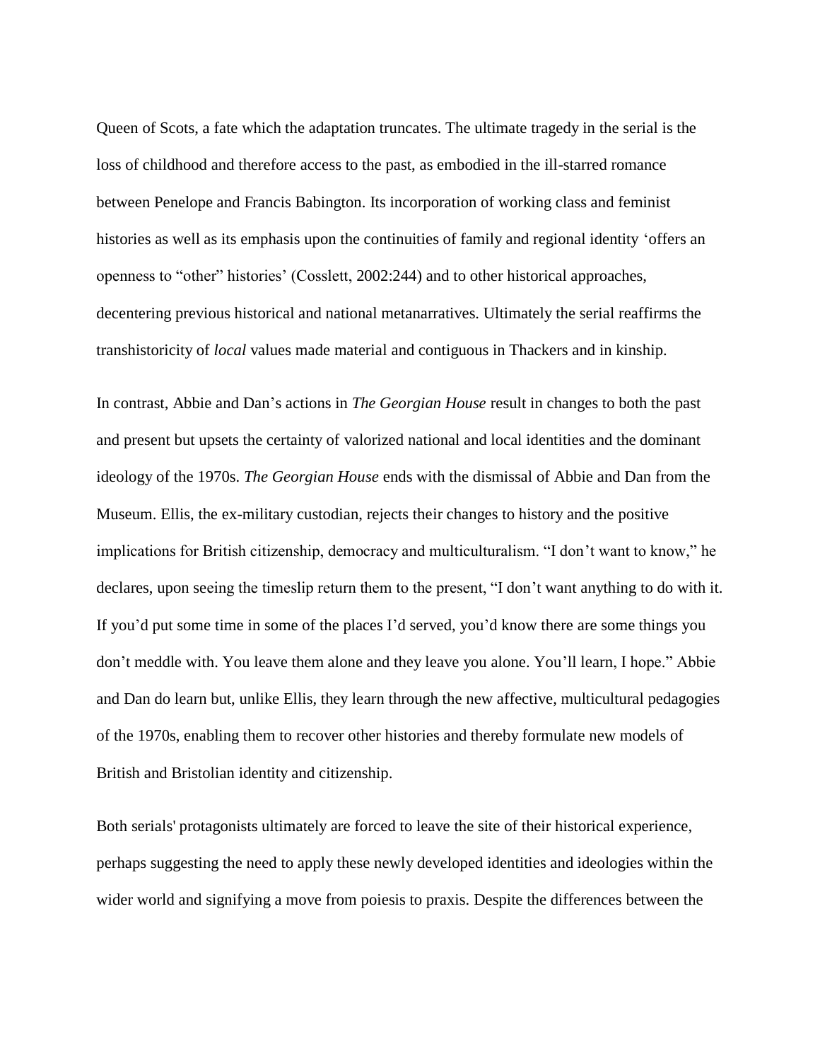Queen of Scots, a fate which the adaptation truncates. The ultimate tragedy in the serial is the loss of childhood and therefore access to the past, as embodied in the ill-starred romance between Penelope and Francis Babington. Its incorporation of working class and feminist histories as well as its emphasis upon the continuities of family and regional identity 'offers an openness to "other" histories' (Cosslett, 2002:244) and to other historical approaches, decentering previous historical and national metanarratives. Ultimately the serial reaffirms the transhistoricity of *local* values made material and contiguous in Thackers and in kinship.

In contrast, Abbie and Dan's actions in *The Georgian House* result in changes to both the past and present but upsets the certainty of valorized national and local identities and the dominant ideology of the 1970s. *The Georgian House* ends with the dismissal of Abbie and Dan from the Museum. Ellis, the ex-military custodian, rejects their changes to history and the positive implications for British citizenship, democracy and multiculturalism. "I don't want to know," he declares, upon seeing the timeslip return them to the present, "I don't want anything to do with it. If you'd put some time in some of the places I'd served, you'd know there are some things you don't meddle with. You leave them alone and they leave you alone. You'll learn, I hope." Abbie and Dan do learn but, unlike Ellis, they learn through the new affective, multicultural pedagogies of the 1970s, enabling them to recover other histories and thereby formulate new models of British and Bristolian identity and citizenship.

Both serials' protagonists ultimately are forced to leave the site of their historical experience, perhaps suggesting the need to apply these newly developed identities and ideologies within the wider world and signifying a move from poiesis to praxis. Despite the differences between the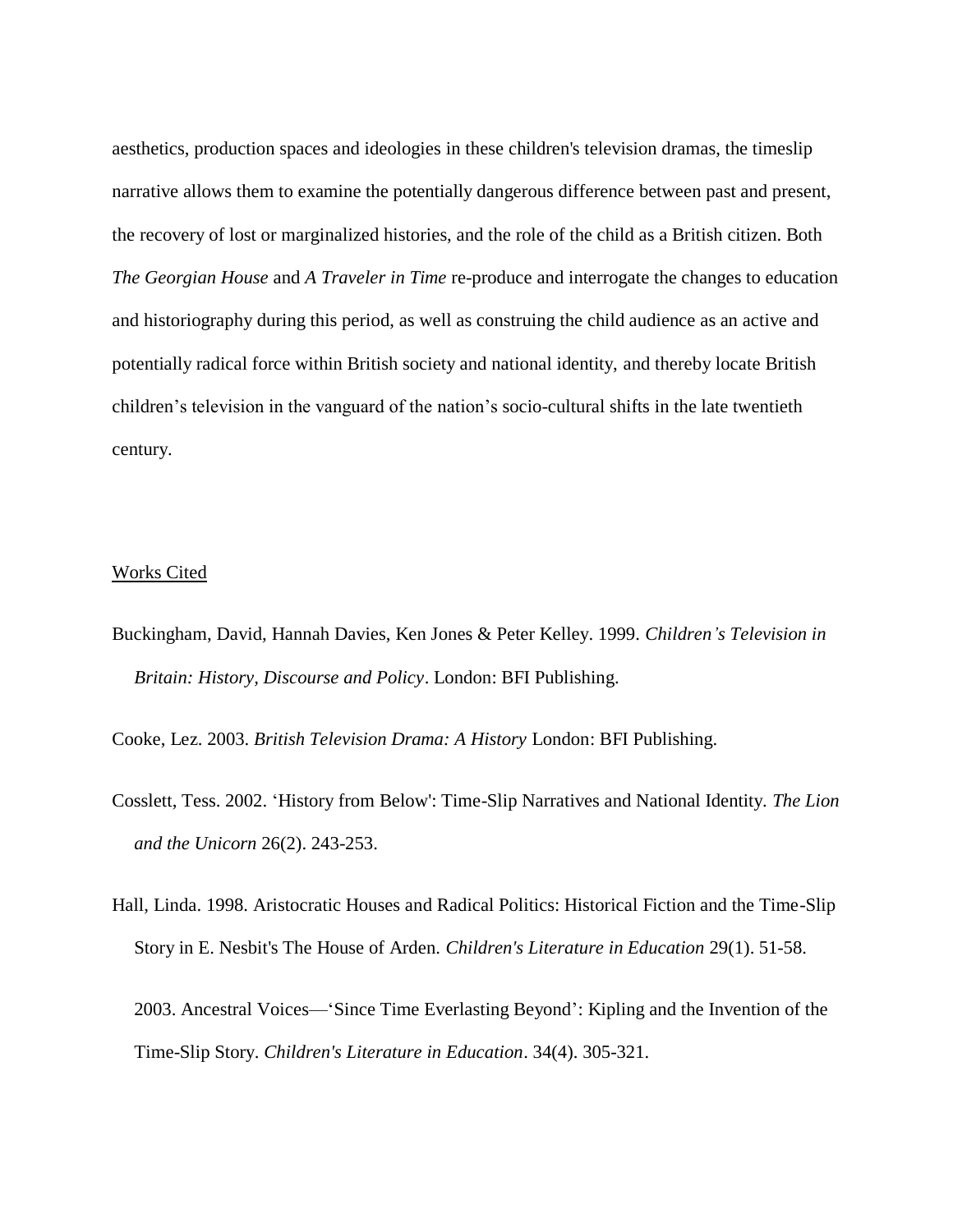aesthetics, production spaces and ideologies in these children's television dramas, the timeslip narrative allows them to examine the potentially dangerous difference between past and present, the recovery of lost or marginalized histories, and the role of the child as a British citizen. Both *The Georgian House* and *A Traveler in Time* re-produce and interrogate the changes to education and historiography during this period, as well as construing the child audience as an active and potentially radical force within British society and national identity, and thereby locate British children's television in the vanguard of the nation's socio-cultural shifts in the late twentieth century.

## Works Cited

Buckingham, David, Hannah Davies, Ken Jones & Peter Kelley. 1999. *Children's Television in Britain: History, Discourse and Policy*. London: BFI Publishing.

Cooke, Lez. 2003. *British Television Drama: A History* London: BFI Publishing.

Cosslett, Tess. 2002. 'History from Below': Time-Slip Narratives and National Identity. *The Lion and the Unicorn* 26(2). 243-253.

Hall, Linda. 1998. Aristocratic Houses and Radical Politics: Historical Fiction and the Time-Slip Story in E. Nesbit's The House of Arden. *Children's Literature in Education* 29(1). 51-58.

2003. Ancestral Voices—'Since Time Everlasting Beyond': Kipling and the Invention of the Time-Slip Story. *Children's Literature in Education*. 34(4). 305-321.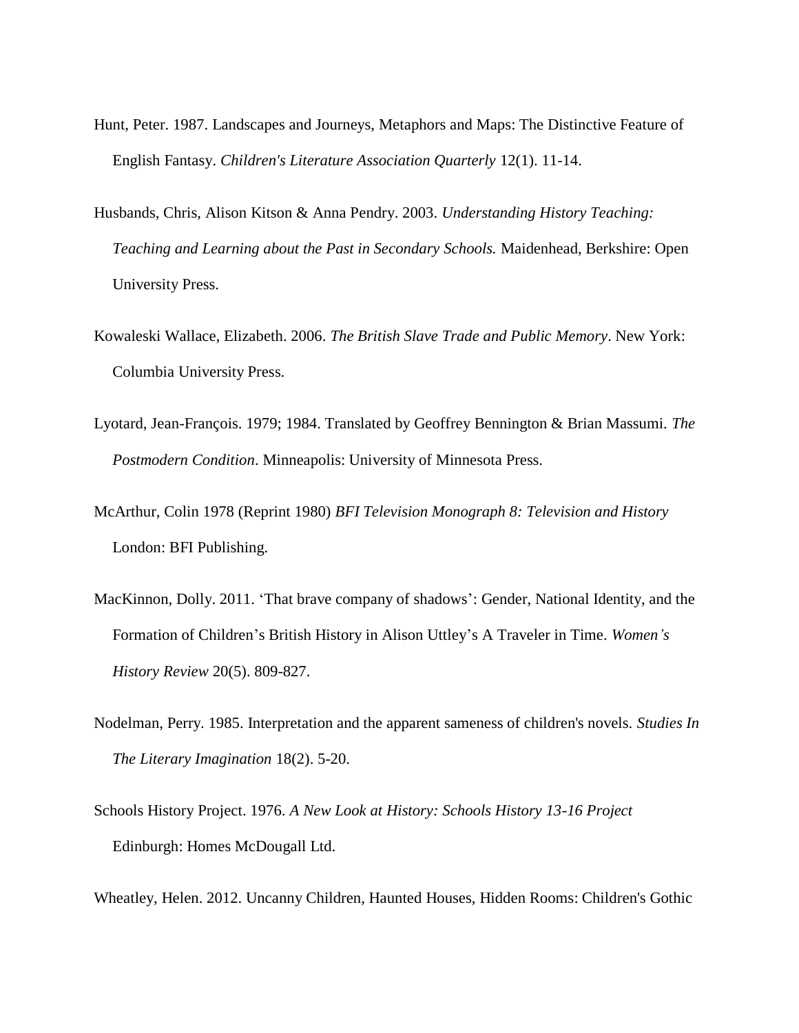Hunt, Peter. 1987. Landscapes and Journeys, Metaphors and Maps: The Distinctive Feature of English Fantasy. *Children's Literature Association Quarterly* 12(1). 11-14.

Husbands, Chris, Alison Kitson & Anna Pendry. 2003. *Understanding History Teaching: Teaching and Learning about the Past in Secondary Schools.* Maidenhead, Berkshire: Open University Press.

Kowaleski Wallace, Elizabeth. 2006. *The British Slave Trade and Public Memory*. New York: Columbia University Press.

Lyotard, Jean-François. 1979; 1984. Translated by Geoffrey Bennington & Brian Massumi. *The Postmodern Condition*. Minneapolis: University of Minnesota Press.

McArthur, Colin 1978 (Reprint 1980) *BFI Television Monograph 8: Television and History* London: BFI Publishing.

MacKinnon, Dolly. 2011. 'That brave company of shadows': Gender, National Identity, and the Formation of Children's British History in Alison Uttley's A Traveler in Time. *Women's History Review* 20(5). 809-827.

Nodelman, Perry. 1985. Interpretation and the apparent sameness of children's novels. *Studies In The Literary Imagination* 18(2). 5-20.

Schools History Project. 1976. *A New Look at History: Schools History 13-16 Project* Edinburgh: Homes McDougall Ltd.

Wheatley, Helen. 2012. Uncanny Children, Haunted Houses, Hidden Rooms: Children's Gothic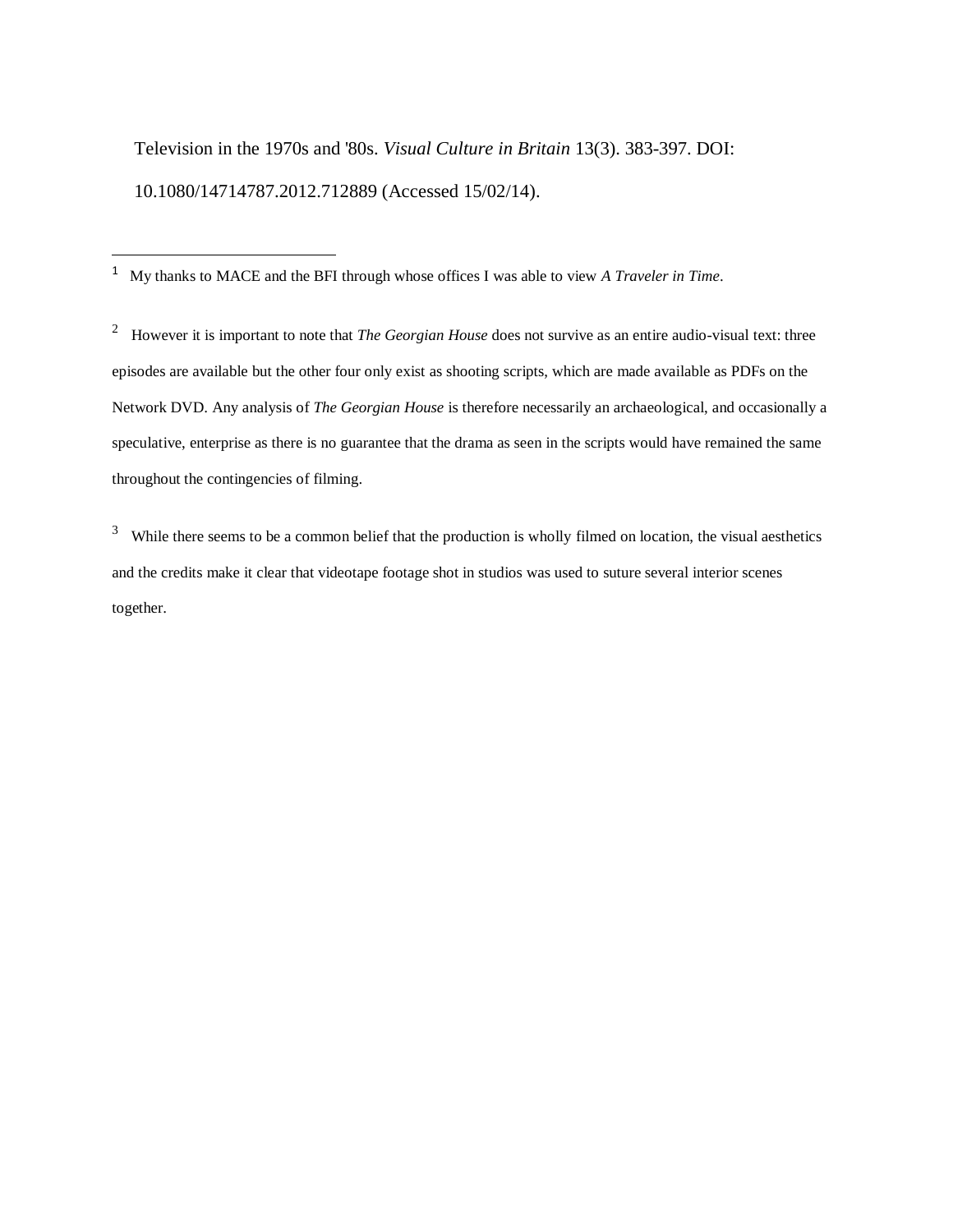Television in the 1970s and '80s. *Visual Culture in Britain* 13(3). 383-397. DOI: 10.1080/14714787.2012.712889 (Accessed 15/02/14).

---

[1] My thanks to MACE and the BFI through whose offices I was able to view *A Traveler in Time*.

[2] However it is important to note that *The Georgian House* does not survive as an entire audio-visual text: three episodes are available but the other four only exist as shooting scripts, which are made available as PDFs on the Network DVD. Any analysis of *The Georgian House* is therefore necessarily an archaeological, and occasionally a speculative, enterprise as there is no guarantee that the drama as seen in the scripts would have remained the same throughout the contingencies of filming.

[3] While there seems to be a common belief that the production is wholly filmed on location, the visual aesthetics and the credits make it clear that videotape footage shot in studios was used to suture several interior scenes together.